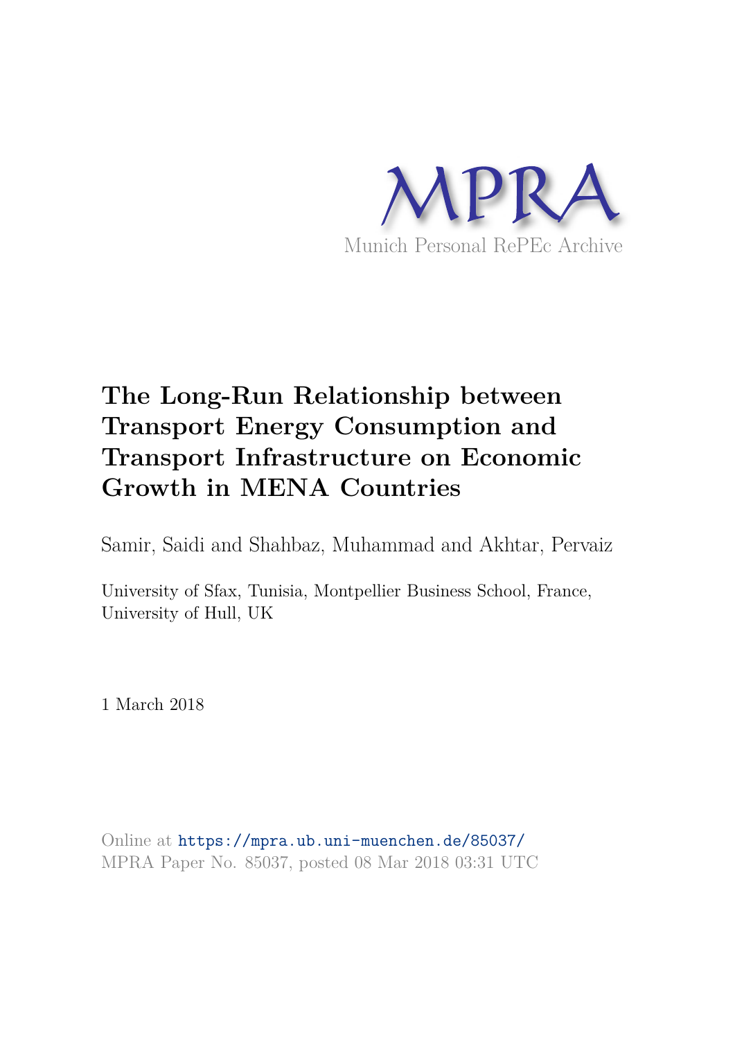MPRA

Munich Personal RePEc Archive

# The Long-Run Relationship between Transport Energy Consumption and Transport Infrastructure on Economic Growth in MENA Countries

Samir, Saidi and Shahbaz, Muhammad and Akhtar, Pervaiz

University of Sfax, Tunisia, Montpellier Business School, France, University of Hull, UK

1 March 2018

Online at https://mpra.ub.uni-muenchen.de/85037/
MPRA Paper No. 85037, posted 08 Mar 2018 03:31 UTC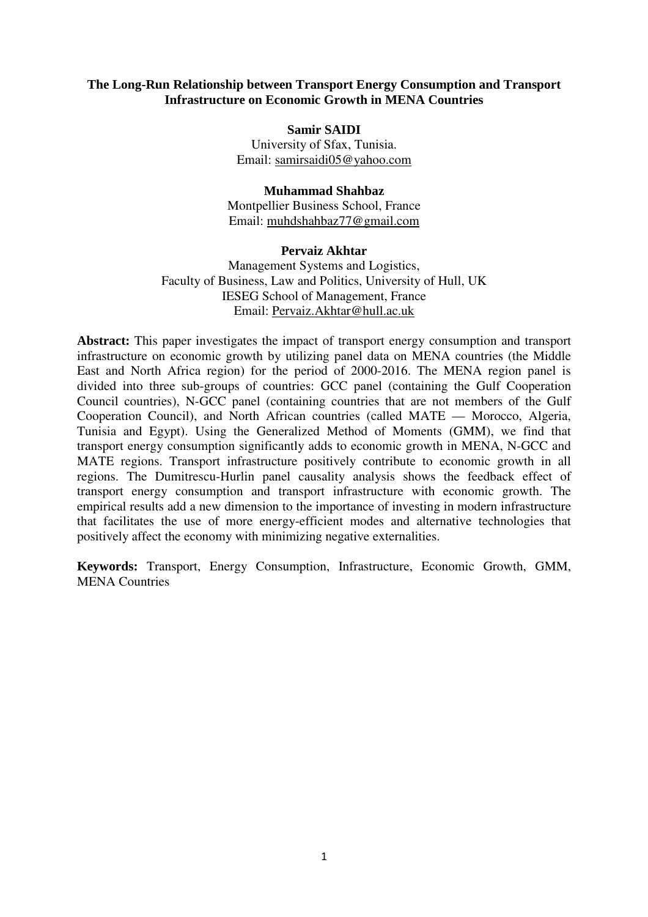**The Long-Run Relationship between Transport Energy Consumption and Transport Infrastructure on Economic Growth in MENA Countries**

**Samir SAIDI**
University of Sfax, Tunisia.
Email: samirsaidi05@yahoo.com

**Muhammad Shahbaz**
Montpellier Business School, France
Email: muhdshahbaz77@gmail.com

**Pervaiz Akhtar**
Management Systems and Logistics,
Faculty of Business, Law and Politics, University of Hull, UK
IESEG School of Management, France
Email: Pervaiz.Akhtar@hull.ac.uk

**Abstract:** This paper investigates the impact of transport energy consumption and transport infrastructure on economic growth by utilizing panel data on MENA countries (the Middle East and North Africa region) for the period of 2000-2016. The MENA region panel is divided into three sub-groups of countries: GCC panel (containing the Gulf Cooperation Council countries), N-GCC panel (containing countries that are not members of the Gulf Cooperation Council), and North African countries (called MATE — Morocco, Algeria, Tunisia and Egypt). Using the Generalized Method of Moments (GMM), we find that transport energy consumption significantly adds to economic growth in MENA, N-GCC and MATE regions. Transport infrastructure positively contribute to economic growth in all regions. The Dumitrescu-Hurlin panel causality analysis shows the feedback effect of transport energy consumption and transport infrastructure with economic growth. The empirical results add a new dimension to the importance of investing in modern infrastructure that facilitates the use of more energy-efficient modes and alternative technologies that positively affect the economy with minimizing negative externalities.

**Keywords:** Transport, Energy Consumption, Infrastructure, Economic Growth, GMM, MENA Countries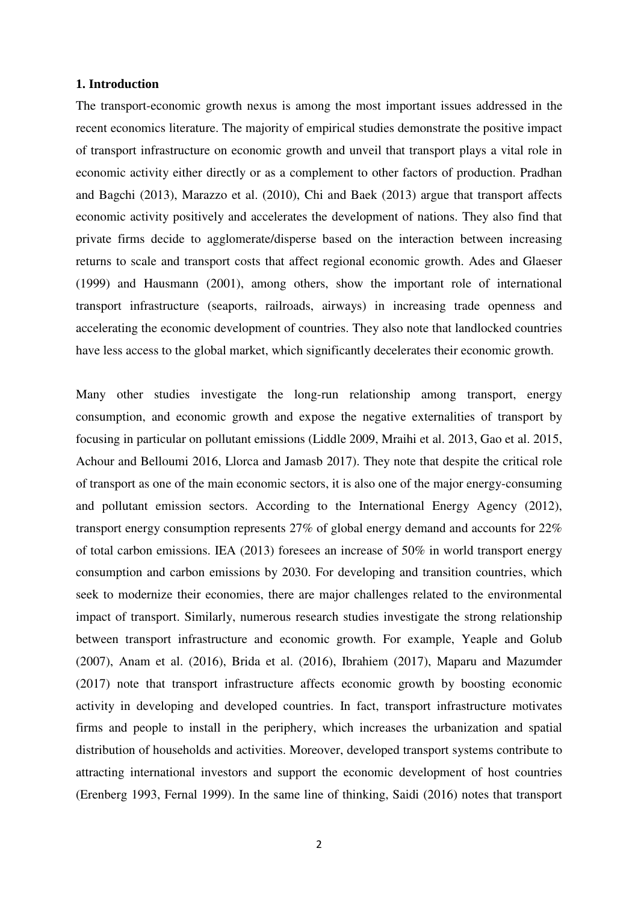## 1. Introduction

The transport-economic growth nexus is among the most important issues addressed in the recent economics literature. The majority of empirical studies demonstrate the positive impact of transport infrastructure on economic growth and unveil that transport plays a vital role in economic activity either directly or as a complement to other factors of production. Pradhan and Bagchi (2013), Marazzo et al. (2010), Chi and Baek (2013) argue that transport affects economic activity positively and accelerates the development of nations. They also find that private firms decide to agglomerate/disperse based on the interaction between increasing returns to scale and transport costs that affect regional economic growth. Ades and Glaeser (1999) and Hausmann (2001), among others, show the important role of international transport infrastructure (seaports, railroads, airways) in increasing trade openness and accelerating the economic development of countries. They also note that landlocked countries have less access to the global market, which significantly decelerates their economic growth.

Many other studies investigate the long-run relationship among transport, energy consumption, and economic growth and expose the negative externalities of transport by focusing in particular on pollutant emissions (Liddle 2009, Mraihi et al. 2013, Gao et al. 2015, Achour and Belloumi 2016, Llorca and Jamasb 2017). They note that despite the critical role of transport as one of the main economic sectors, it is also one of the major energy-consuming and pollutant emission sectors. According to the International Energy Agency (2012), transport energy consumption represents 27% of global energy demand and accounts for 22% of total carbon emissions. IEA (2013) foresees an increase of 50% in world transport energy consumption and carbon emissions by 2030. For developing and transition countries, which seek to modernize their economies, there are major challenges related to the environmental impact of transport. Similarly, numerous research studies investigate the strong relationship between transport infrastructure and economic growth. For example, Yeaple and Golub (2007), Anam et al. (2016), Brida et al. (2016), Ibrahiem (2017), Maparu and Mazumder (2017) note that transport infrastructure affects economic growth by boosting economic activity in developing and developed countries. In fact, transport infrastructure motivates firms and people to install in the periphery, which increases the urbanization and spatial distribution of households and activities. Moreover, developed transport systems contribute to attracting international investors and support the economic development of host countries (Erenberg 1993, Fernal 1999). In the same line of thinking, Saidi (2016) notes that transport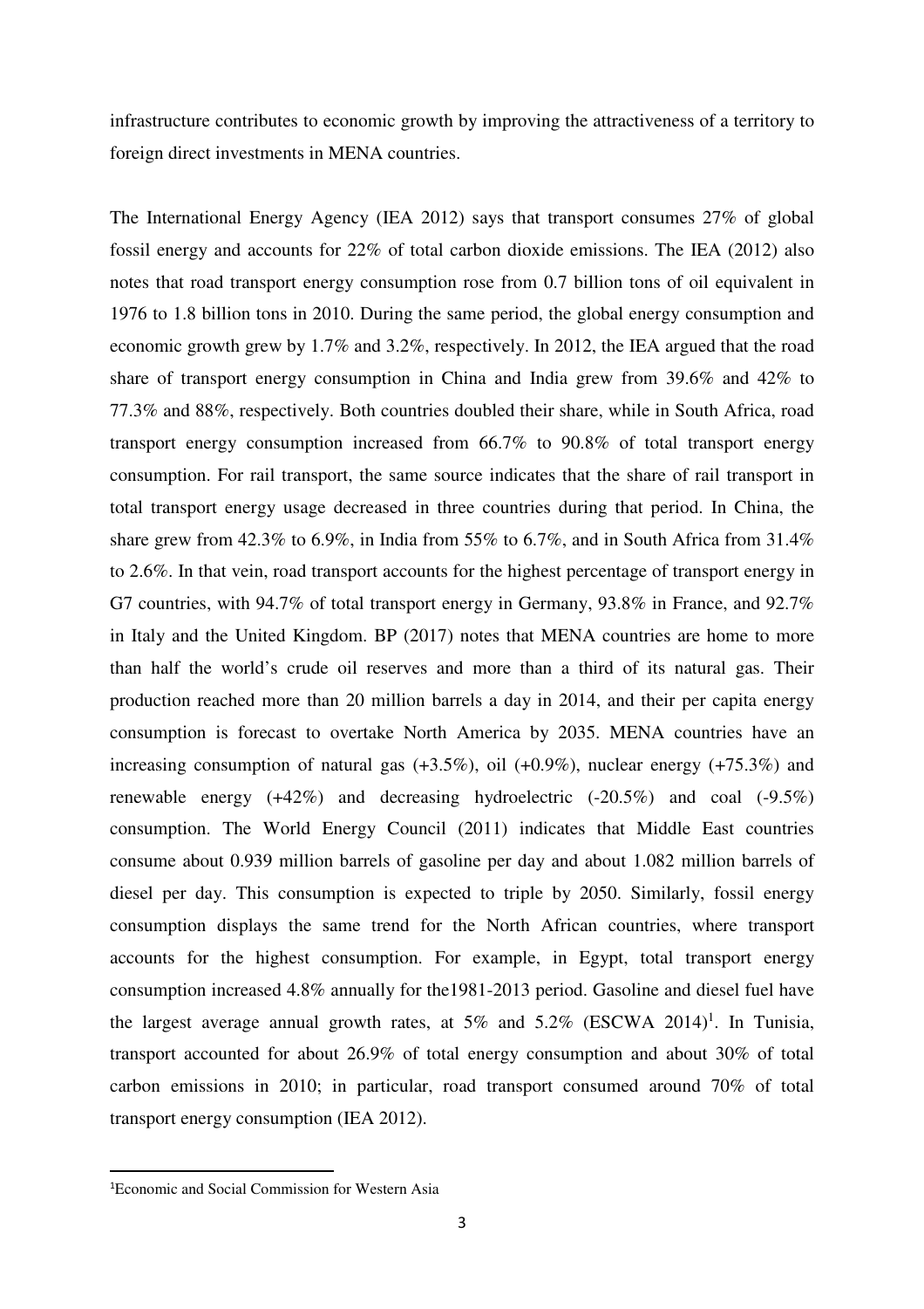infrastructure contributes to economic growth by improving the attractiveness of a territory to foreign direct investments in MENA countries.

The International Energy Agency (IEA 2012) says that transport consumes 27% of global fossil energy and accounts for 22% of total carbon dioxide emissions. The IEA (2012) also notes that road transport energy consumption rose from 0.7 billion tons of oil equivalent in 1976 to 1.8 billion tons in 2010. During the same period, the global energy consumption and economic growth grew by 1.7% and 3.2%, respectively. In 2012, the IEA argued that the road share of transport energy consumption in China and India grew from 39.6% and 42% to 77.3% and 88%, respectively. Both countries doubled their share, while in South Africa, road transport energy consumption increased from 66.7% to 90.8% of total transport energy consumption. For rail transport, the same source indicates that the share of rail transport in total transport energy usage decreased in three countries during that period. In China, the share grew from 42.3% to 6.9%, in India from 55% to 6.7%, and in South Africa from 31.4% to 2.6%. In that vein, road transport accounts for the highest percentage of transport energy in G7 countries, with 94.7% of total transport energy in Germany, 93.8% in France, and 92.7% in Italy and the United Kingdom. BP (2017) notes that MENA countries are home to more than half the world's crude oil reserves and more than a third of its natural gas. Their production reached more than 20 million barrels a day in 2014, and their per capita energy consumption is forecast to overtake North America by 2035. MENA countries have an increasing consumption of natural gas (+3.5%), oil (+0.9%), nuclear energy (+75.3%) and renewable energy (+42%) and decreasing hydroelectric (-20.5%) and coal (-9.5%) consumption. The World Energy Council (2011) indicates that Middle East countries consume about 0.939 million barrels of gasoline per day and about 1.082 million barrels of diesel per day. This consumption is expected to triple by 2050. Similarly, fossil energy consumption displays the same trend for the North African countries, where transport accounts for the highest consumption. For example, in Egypt, total transport energy consumption increased 4.8% annually for the1981-2013 period. Gasoline and diesel fuel have the largest average annual growth rates, at 5% and 5.2% (ESCWA 2014)[1]. In Tunisia, transport accounted for about 26.9% of total energy consumption and about 30% of total carbon emissions in 2010; in particular, road transport consumed around 70% of total transport energy consumption (IEA 2012).

[1]Economic and Social Commission for Western Asia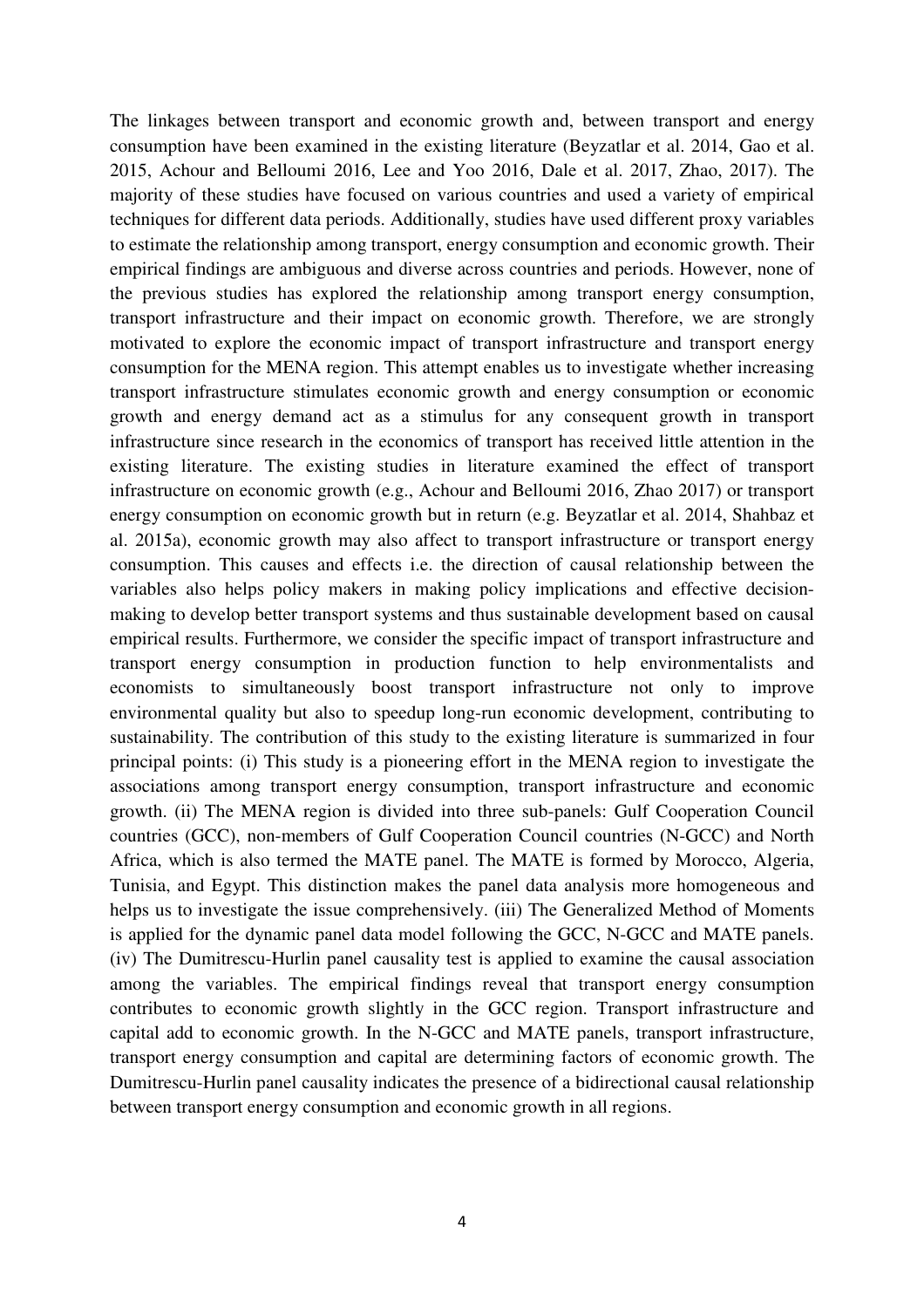The linkages between transport and economic growth and, between transport and energy consumption have been examined in the existing literature (Beyzatlar et al. 2014, Gao et al. 2015, Achour and Belloumi 2016, Lee and Yoo 2016, Dale et al. 2017, Zhao, 2017). The majority of these studies have focused on various countries and used a variety of empirical techniques for different data periods. Additionally, studies have used different proxy variables to estimate the relationship among transport, energy consumption and economic growth. Their empirical findings are ambiguous and diverse across countries and periods. However, none of the previous studies has explored the relationship among transport energy consumption, transport infrastructure and their impact on economic growth. Therefore, we are strongly motivated to explore the economic impact of transport infrastructure and transport energy consumption for the MENA region. This attempt enables us to investigate whether increasing transport infrastructure stimulates economic growth and energy consumption or economic growth and energy demand act as a stimulus for any consequent growth in transport infrastructure since research in the economics of transport has received little attention in the existing literature. The existing studies in literature examined the effect of transport infrastructure on economic growth (e.g., Achour and Belloumi 2016, Zhao 2017) or transport energy consumption on economic growth but in return (e.g. Beyzatlar et al. 2014, Shahbaz et al. 2015a), economic growth may also affect to transport infrastructure or transport energy consumption. This causes and effects i.e. the direction of causal relationship between the variables also helps policy makers in making policy implications and effective decision-making to develop better transport systems and thus sustainable development based on causal empirical results. Furthermore, we consider the specific impact of transport infrastructure and transport energy consumption in production function to help environmentalists and economists to simultaneously boost transport infrastructure not only to improve environmental quality but also to speedup long-run economic development, contributing to sustainability. The contribution of this study to the existing literature is summarized in four principal points: (i) This study is a pioneering effort in the MENA region to investigate the associations among transport energy consumption, transport infrastructure and economic growth. (ii) The MENA region is divided into three sub-panels: Gulf Cooperation Council countries (GCC), non-members of Gulf Cooperation Council countries (N-GCC) and North Africa, which is also termed the MATE panel. The MATE is formed by Morocco, Algeria, Tunisia, and Egypt. This distinction makes the panel data analysis more homogeneous and helps us to investigate the issue comprehensively. (iii) The Generalized Method of Moments is applied for the dynamic panel data model following the GCC, N-GCC and MATE panels. (iv) The Dumitrescu-Hurlin panel causality test is applied to examine the causal association among the variables. The empirical findings reveal that transport energy consumption contributes to economic growth slightly in the GCC region. Transport infrastructure and capital add to economic growth. In the N-GCC and MATE panels, transport infrastructure, transport energy consumption and capital are determining factors of economic growth. The Dumitrescu-Hurlin panel causality indicates the presence of a bidirectional causal relationship between transport energy consumption and economic growth in all regions.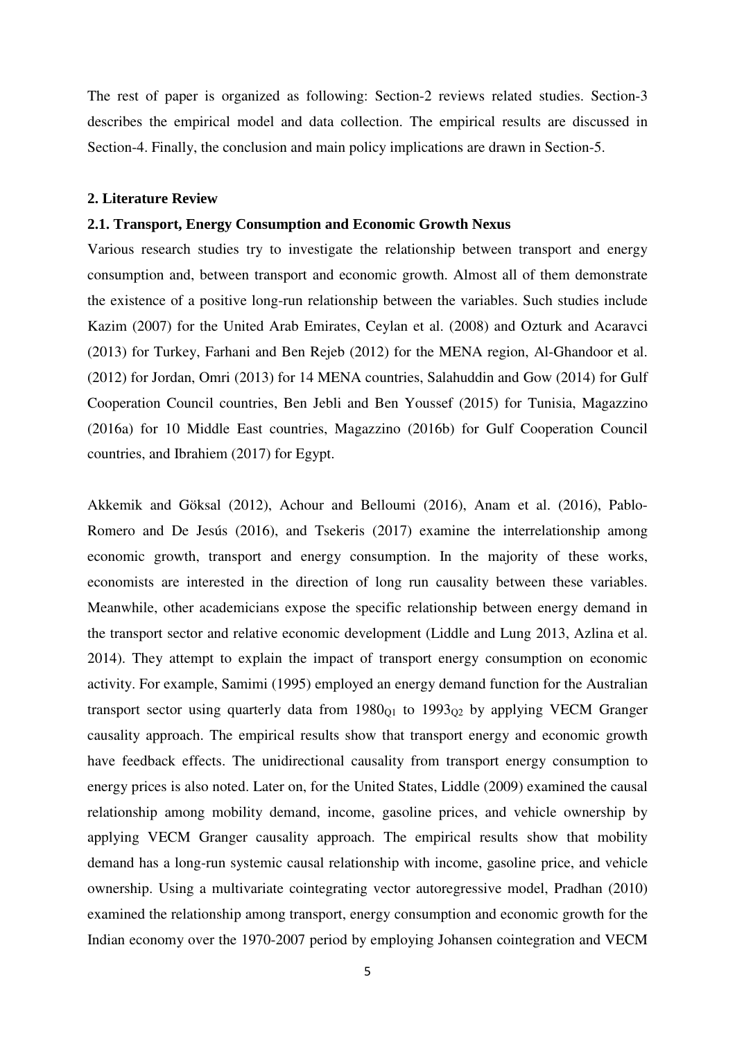The rest of paper is organized as following: Section-2 reviews related studies. Section-3 describes the empirical model and data collection. The empirical results are discussed in Section-4. Finally, the conclusion and main policy implications are drawn in Section-5.

## 2. Literature Review

### 2.1. Transport, Energy Consumption and Economic Growth Nexus

Various research studies try to investigate the relationship between transport and energy consumption and, between transport and economic growth. Almost all of them demonstrate the existence of a positive long-run relationship between the variables. Such studies include Kazim (2007) for the United Arab Emirates, Ceylan et al. (2008) and Ozturk and Acaravci (2013) for Turkey, Farhani and Ben Rejeb (2012) for the MENA region, Al-Ghandoor et al. (2012) for Jordan, Omri (2013) for 14 MENA countries, Salahuddin and Gow (2014) for Gulf Cooperation Council countries, Ben Jebli and Ben Youssef (2015) for Tunisia, Magazzino (2016a) for 10 Middle East countries, Magazzino (2016b) for Gulf Cooperation Council countries, and Ibrahiem (2017) for Egypt.

Akkemik and Göksal (2012), Achour and Belloumi (2016), Anam et al. (2016), Pablo-Romero and De Jesús (2016), and Tsekeris (2017) examine the interrelationship among economic growth, transport and energy consumption. In the majority of these works, economists are interested in the direction of long run causality between these variables. Meanwhile, other academicians expose the specific relationship between energy demand in the transport sector and relative economic development (Liddle and Lung 2013, Azlina et al. 2014). They attempt to explain the impact of transport energy consumption on economic activity. For example, Samimi (1995) employed an energy demand function for the Australian transport sector using quarterly data from $1980_{Q1}$ to $1993_{Q2}$ by applying VECM Granger causality approach. The empirical results show that transport energy and economic growth have feedback effects. The unidirectional causality from transport energy consumption to energy prices is also noted. Later on, for the United States, Liddle (2009) examined the causal relationship among mobility demand, income, gasoline prices, and vehicle ownership by applying VECM Granger causality approach. The empirical results show that mobility demand has a long-run systemic causal relationship with income, gasoline price, and vehicle ownership. Using a multivariate cointegrating vector autoregressive model, Pradhan (2010) examined the relationship among transport, energy consumption and economic growth for the Indian economy over the 1970-2007 period by employing Johansen cointegration and VECM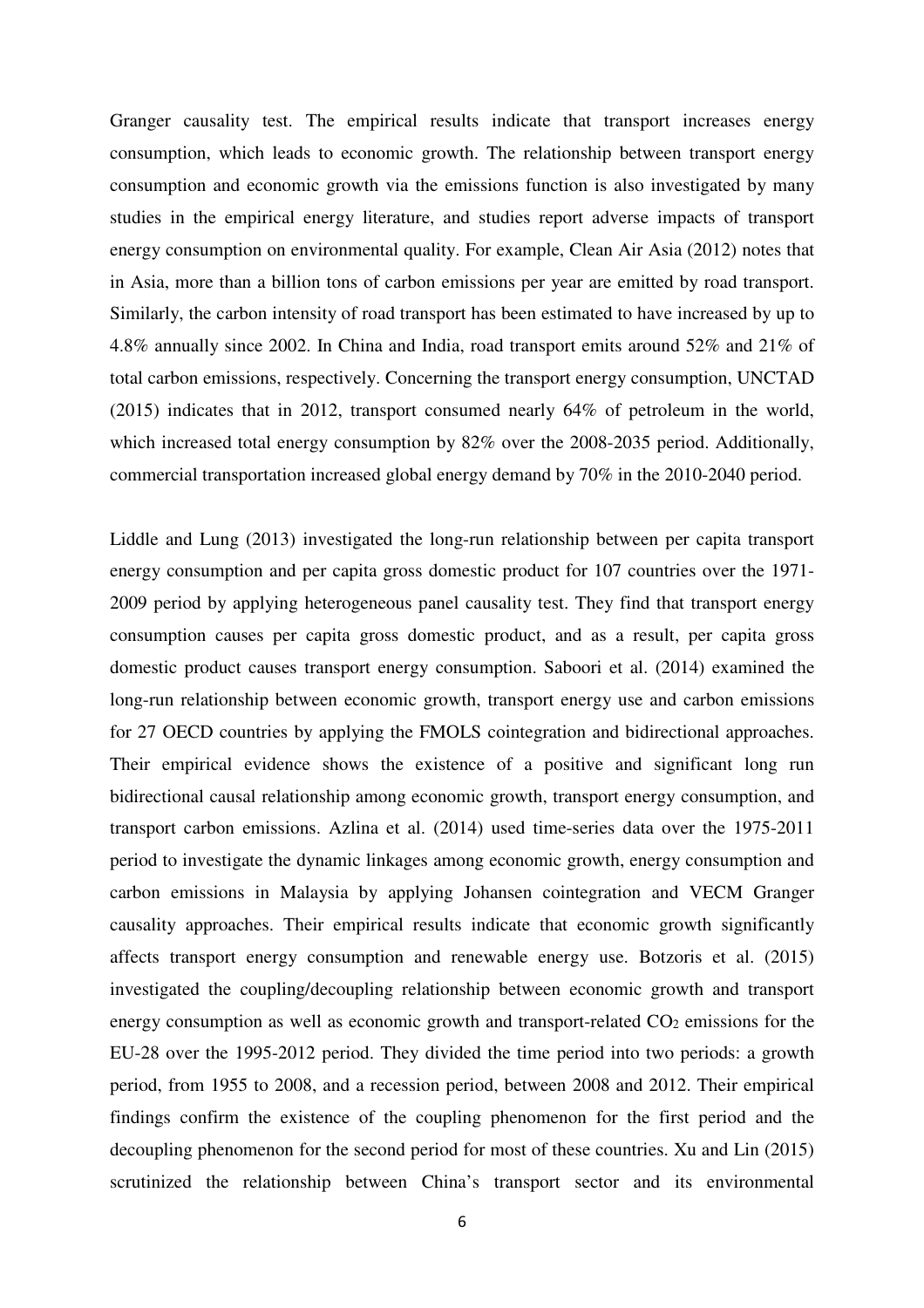Granger causality test. The empirical results indicate that transport increases energy consumption, which leads to economic growth. The relationship between transport energy consumption and economic growth via the emissions function is also investigated by many studies in the empirical energy literature, and studies report adverse impacts of transport energy consumption on environmental quality. For example, Clean Air Asia (2012) notes that in Asia, more than a billion tons of carbon emissions per year are emitted by road transport. Similarly, the carbon intensity of road transport has been estimated to have increased by up to 4.8% annually since 2002. In China and India, road transport emits around 52% and 21% of total carbon emissions, respectively. Concerning the transport energy consumption, UNCTAD (2015) indicates that in 2012, transport consumed nearly 64% of petroleum in the world, which increased total energy consumption by 82% over the 2008-2035 period. Additionally, commercial transportation increased global energy demand by 70% in the 2010-2040 period.

Liddle and Lung (2013) investigated the long-run relationship between per capita transport energy consumption and per capita gross domestic product for 107 countries over the 1971-2009 period by applying heterogeneous panel causality test. They find that transport energy consumption causes per capita gross domestic product, and as a result, per capita gross domestic product causes transport energy consumption. Saboori et al. (2014) examined the long-run relationship between economic growth, transport energy use and carbon emissions for 27 OECD countries by applying the FMOLS cointegration and bidirectional approaches. Their empirical evidence shows the existence of a positive and significant long run bidirectional causal relationship among economic growth, transport energy consumption, and transport carbon emissions. Azlina et al. (2014) used time-series data over the 1975-2011 period to investigate the dynamic linkages among economic growth, energy consumption and carbon emissions in Malaysia by applying Johansen cointegration and VECM Granger causality approaches. Their empirical results indicate that economic growth significantly affects transport energy consumption and renewable energy use. Botzoris et al. (2015) investigated the coupling/decoupling relationship between economic growth and transport energy consumption as well as economic growth and transport-related $CO_2$ emissions for the EU-28 over the 1995-2012 period. They divided the time period into two periods: a growth period, from 1955 to 2008, and a recession period, between 2008 and 2012. Their empirical findings confirm the existence of the coupling phenomenon for the first period and the decoupling phenomenon for the second period for most of these countries. Xu and Lin (2015) scrutinized the relationship between China's transport sector and its environmental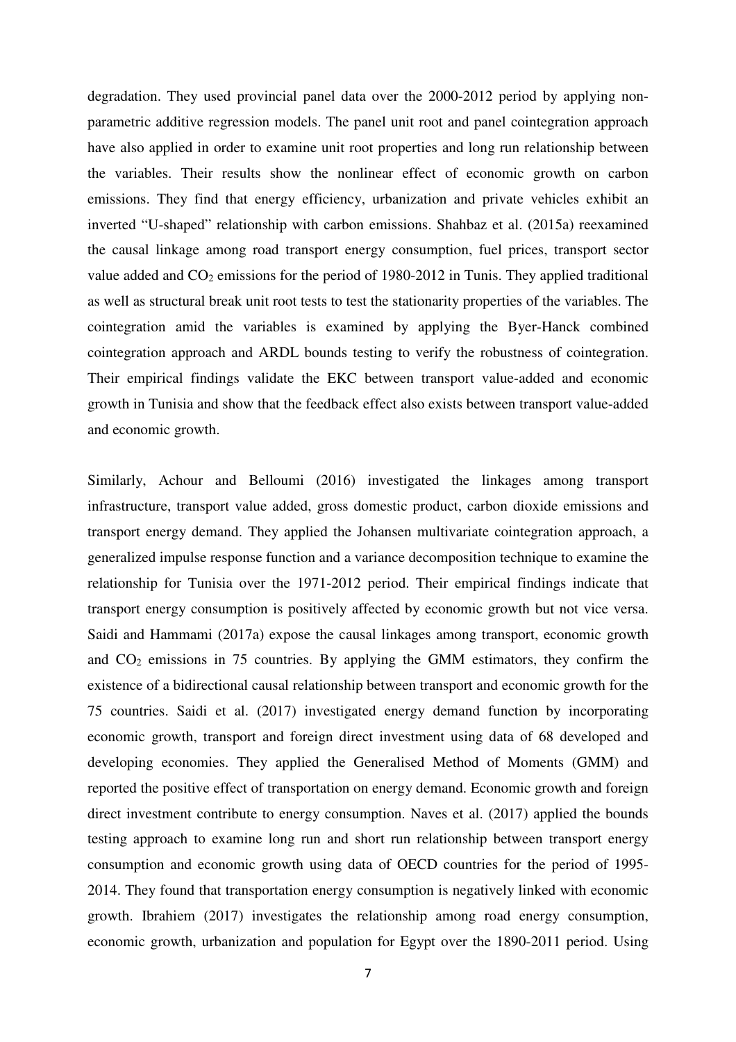degradation. They used provincial panel data over the 2000-2012 period by applying non-parametric additive regression models. The panel unit root and panel cointegration approach have also applied in order to examine unit root properties and long run relationship between the variables. Their results show the nonlinear effect of economic growth on carbon emissions. They find that energy efficiency, urbanization and private vehicles exhibit an inverted "U-shaped" relationship with carbon emissions. Shahbaz et al. (2015a) reexamined the causal linkage among road transport energy consumption, fuel prices, transport sector value added and $CO_2$ emissions for the period of 1980-2012 in Tunis. They applied traditional as well as structural break unit root tests to test the stationarity properties of the variables. The cointegration amid the variables is examined by applying the Byer-Hanck combined cointegration approach and ARDL bounds testing to verify the robustness of cointegration. Their empirical findings validate the EKC between transport value-added and economic growth in Tunisia and show that the feedback effect also exists between transport value-added and economic growth.

Similarly, Achour and Belloumi (2016) investigated the linkages among transport infrastructure, transport value added, gross domestic product, carbon dioxide emissions and transport energy demand. They applied the Johansen multivariate cointegration approach, a generalized impulse response function and a variance decomposition technique to examine the relationship for Tunisia over the 1971-2012 period. Their empirical findings indicate that transport energy consumption is positively affected by economic growth but not vice versa. Saidi and Hammami (2017a) expose the causal linkages among transport, economic growth and $CO_2$ emissions in 75 countries. By applying the GMM estimators, they confirm the existence of a bidirectional causal relationship between transport and economic growth for the 75 countries. Saidi et al. (2017) investigated energy demand function by incorporating economic growth, transport and foreign direct investment using data of 68 developed and developing economies. They applied the Generalised Method of Moments (GMM) and reported the positive effect of transportation on energy demand. Economic growth and foreign direct investment contribute to energy consumption. Naves et al. (2017) applied the bounds testing approach to examine long run and short run relationship between transport energy consumption and economic growth using data of OECD countries for the period of 1995-2014. They found that transportation energy consumption is negatively linked with economic growth. Ibrahiem (2017) investigates the relationship among road energy consumption, economic growth, urbanization and population for Egypt over the 1890-2011 period. Using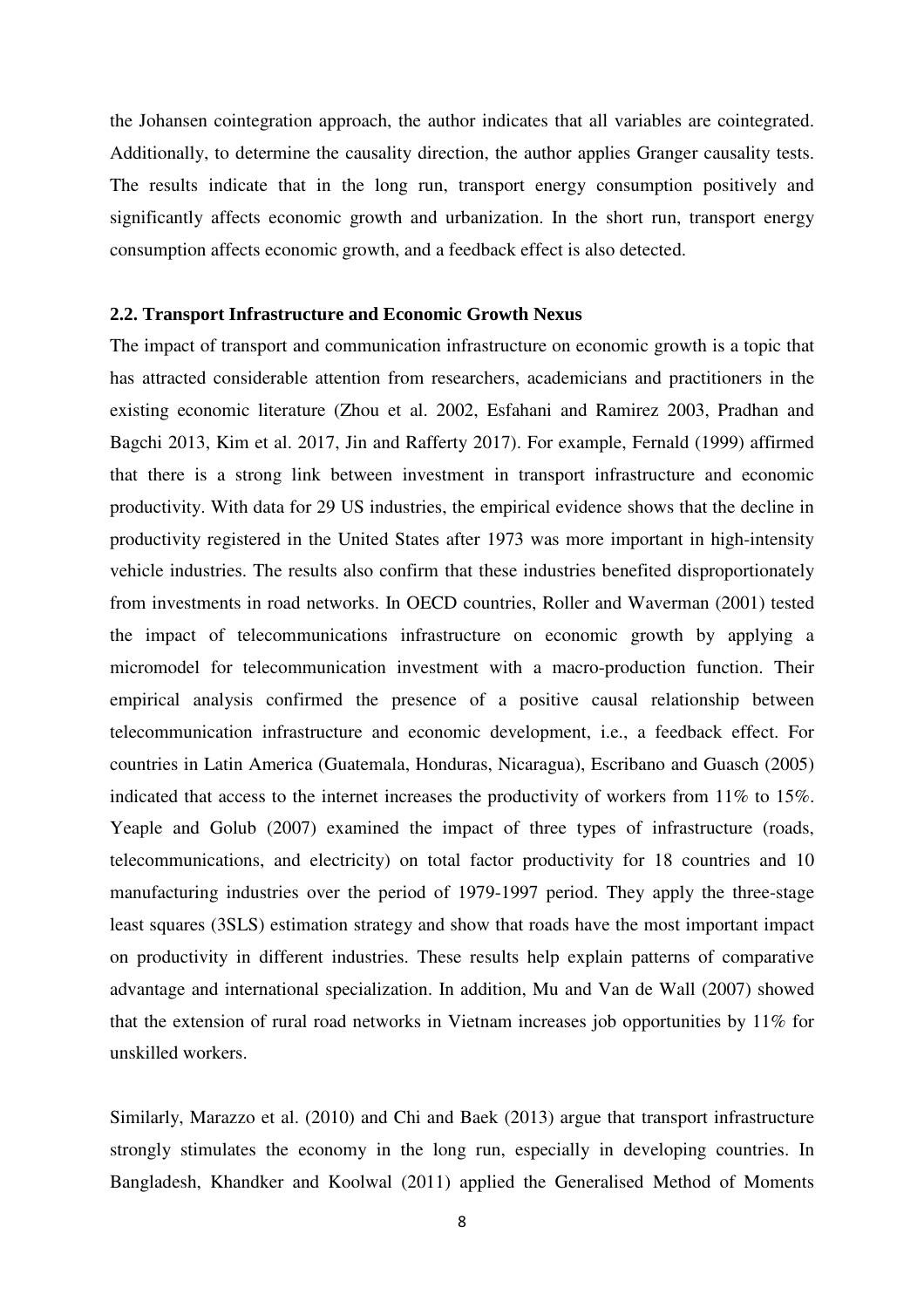the Johansen cointegration approach, the author indicates that all variables are cointegrated. Additionally, to determine the causality direction, the author applies Granger causality tests. The results indicate that in the long run, transport energy consumption positively and significantly affects economic growth and urbanization. In the short run, transport energy consumption affects economic growth, and a feedback effect is also detected.

### 2.2. Transport Infrastructure and Economic Growth Nexus

The impact of transport and communication infrastructure on economic growth is a topic that has attracted considerable attention from researchers, academicians and practitioners in the existing economic literature (Zhou et al. 2002, Esfahani and Ramirez 2003, Pradhan and Bagchi 2013, Kim et al. 2017, Jin and Rafferty 2017). For example, Fernald (1999) affirmed that there is a strong link between investment in transport infrastructure and economic productivity. With data for 29 US industries, the empirical evidence shows that the decline in productivity registered in the United States after 1973 was more important in high-intensity vehicle industries. The results also confirm that these industries benefited disproportionately from investments in road networks. In OECD countries, Roller and Waverman (2001) tested the impact of telecommunications infrastructure on economic growth by applying a micromodel for telecommunication investment with a macro-production function. Their empirical analysis confirmed the presence of a positive causal relationship between telecommunication infrastructure and economic development, i.e., a feedback effect. For countries in Latin America (Guatemala, Honduras, Nicaragua), Escribano and Guasch (2005) indicated that access to the internet increases the productivity of workers from 11% to 15%. Yeaple and Golub (2007) examined the impact of three types of infrastructure (roads, telecommunications, and electricity) on total factor productivity for 18 countries and 10 manufacturing industries over the period of 1979-1997 period. They apply the three-stage least squares (3SLS) estimation strategy and show that roads have the most important impact on productivity in different industries. These results help explain patterns of comparative advantage and international specialization. In addition, Mu and Van de Wall (2007) showed that the extension of rural road networks in Vietnam increases job opportunities by 11% for unskilled workers.

Similarly, Marazzo et al. (2010) and Chi and Baek (2013) argue that transport infrastructure strongly stimulates the economy in the long run, especially in developing countries. In Bangladesh, Khandker and Koolwal (2011) applied the Generalised Method of Moments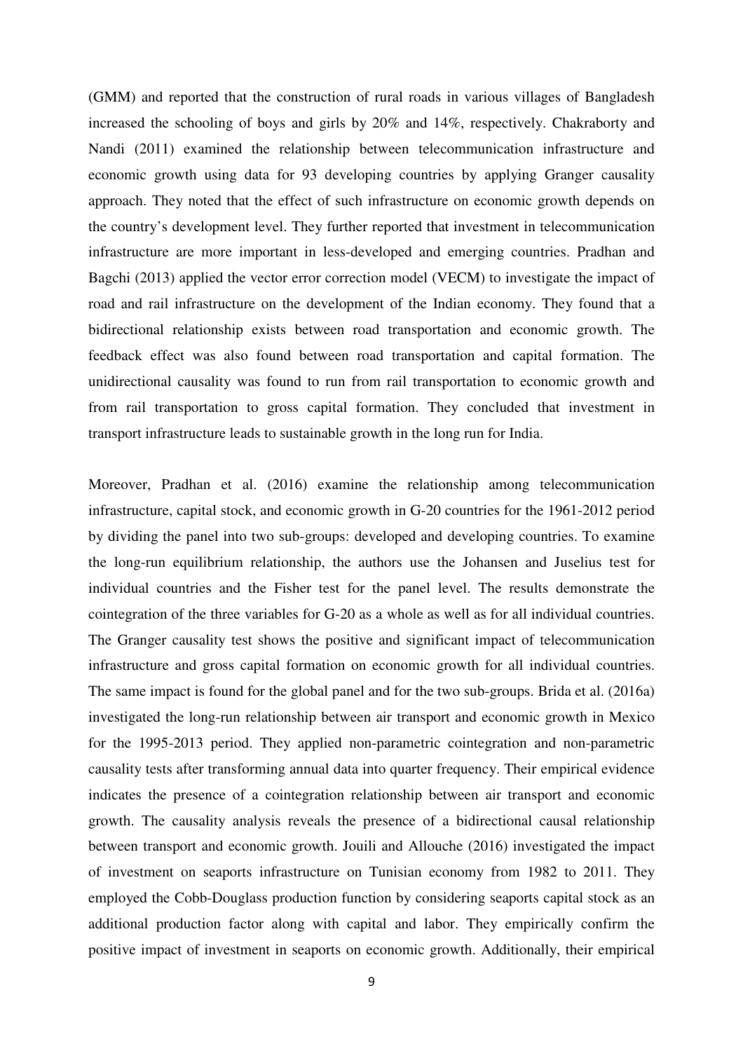(GMM) and reported that the construction of rural roads in various villages of Bangladesh increased the schooling of boys and girls by 20% and 14%, respectively. Chakraborty and Nandi (2011) examined the relationship between telecommunication infrastructure and economic growth using data for 93 developing countries by applying Granger causality approach. They noted that the effect of such infrastructure on economic growth depends on the country's development level. They further reported that investment in telecommunication infrastructure are more important in less-developed and emerging countries. Pradhan and Bagchi (2013) applied the vector error correction model (VECM) to investigate the impact of road and rail infrastructure on the development of the Indian economy. They found that a bidirectional relationship exists between road transportation and economic growth. The feedback effect was also found between road transportation and capital formation. The unidirectional causality was found to run from rail transportation to economic growth and from rail transportation to gross capital formation. They concluded that investment in transport infrastructure leads to sustainable growth in the long run for India.

Moreover, Pradhan et al. (2016) examine the relationship among telecommunication infrastructure, capital stock, and economic growth in G-20 countries for the 1961-2012 period by dividing the panel into two sub-groups: developed and developing countries. To examine the long-run equilibrium relationship, the authors use the Johansen and Juselius test for individual countries and the Fisher test for the panel level. The results demonstrate the cointegration of the three variables for G-20 as a whole as well as for all individual countries. The Granger causality test shows the positive and significant impact of telecommunication infrastructure and gross capital formation on economic growth for all individual countries. The same impact is found for the global panel and for the two sub-groups. Brida et al. (2016a) investigated the long-run relationship between air transport and economic growth in Mexico for the 1995-2013 period. They applied non-parametric cointegration and non-parametric causality tests after transforming annual data into quarter frequency. Their empirical evidence indicates the presence of a cointegration relationship between air transport and economic growth. The causality analysis reveals the presence of a bidirectional causal relationship between transport and economic growth. Jouili and Allouche (2016) investigated the impact of investment on seaports infrastructure on Tunisian economy from 1982 to 2011. They employed the Cobb-Douglass production function by considering seaports capital stock as an additional production factor along with capital and labor. They empirically confirm the positive impact of investment in seaports on economic growth. Additionally, their empirical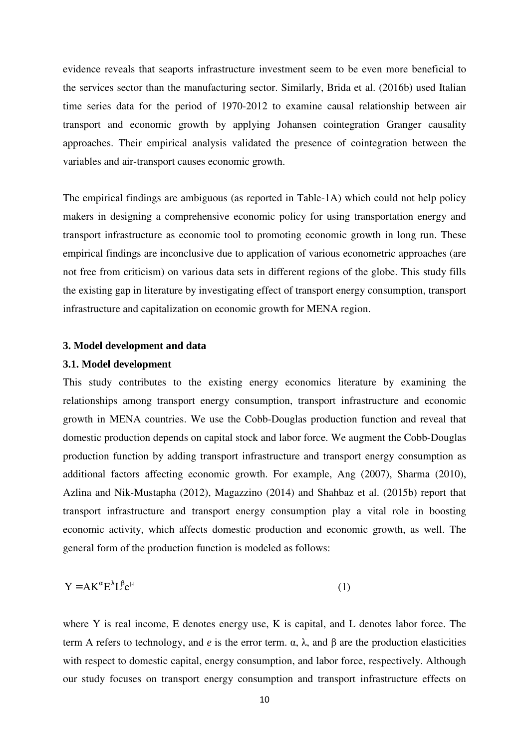evidence reveals that seaports infrastructure investment seem to be even more beneficial to the services sector than the manufacturing sector. Similarly, Brida et al. (2016b) used Italian time series data for the period of 1970-2012 to examine causal relationship between air transport and economic growth by applying Johansen cointegration Granger causality approaches. Their empirical analysis validated the presence of cointegration between the variables and air-transport causes economic growth.

The empirical findings are ambiguous (as reported in Table-1A) which could not help policy makers in designing a comprehensive economic policy for using transportation energy and transport infrastructure as economic tool to promoting economic growth in long run. These empirical findings are inconclusive due to application of various econometric approaches (are not free from criticism) on various data sets in different regions of the globe. This study fills the existing gap in literature by investigating effect of transport energy consumption, transport infrastructure and capitalization on economic growth for MENA region.

## 3. Model development and data

### 3.1. Model development

This study contributes to the existing energy economics literature by examining the relationships among transport energy consumption, transport infrastructure and economic growth in MENA countries. We use the Cobb-Douglas production function and reveal that domestic production depends on capital stock and labor force. We augment the Cobb-Douglas production function by adding transport infrastructure and transport energy consumption as additional factors affecting economic growth. For example, Ang (2007), Sharma (2010), Azlina and Nik-Mustapha (2012), Magazzino (2014) and Shahbaz et al. (2015b) report that transport infrastructure and transport energy consumption play a vital role in boosting economic activity, which affects domestic production and economic growth, as well. The general form of the production function is modeled as follows:

$$Y = AK^{\alpha}E^{\lambda}L^{\beta}e^{\mu} \qquad (1)$$

where Y is real income, E denotes energy use, K is capital, and L denotes labor force. The term A refers to technology, and *e* is the error term. $\alpha$, $\lambda$, and $\beta$ are the production elasticities with respect to domestic capital, energy consumption, and labor force, respectively. Although our study focuses on transport energy consumption and transport infrastructure effects on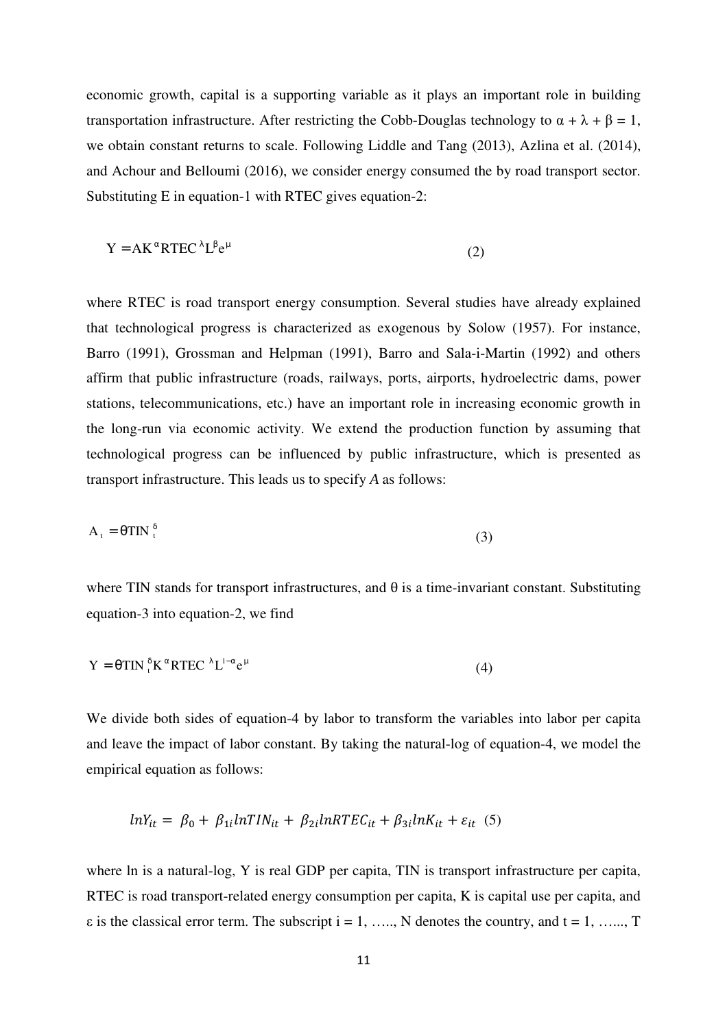economic growth, capital is a supporting variable as it plays an important role in building transportation infrastructure. After restricting the Cobb-Douglas technology to $\alpha + \lambda + \beta = 1$, we obtain constant returns to scale. Following Liddle and Tang (2013), Azlina et al. (2014), and Achour and Belloumi (2016), we consider energy consumed the by road transport sector. Substituting E in equation-1 with RTEC gives equation-2:

$$Y = AK^{\alpha} RTEC^{\lambda} L^{\beta} e^{\mu} \quad (2)$$

where RTEC is road transport energy consumption. Several studies have already explained that technological progress is characterized as exogenous by Solow (1957). For instance, Barro (1991), Grossman and Helpman (1991), Barro and Sala-i-Martin (1992) and others affirm that public infrastructure (roads, railways, ports, airports, hydroelectric dams, power stations, telecommunications, etc.) have an important role in increasing economic growth in the long-run via economic activity. We extend the production function by assuming that technological progress can be influenced by public infrastructure, which is presented as transport infrastructure. This leads us to specify *A* as follows:

$$A_t = \theta TIN_t^{\delta} \quad (3)$$

where TIN stands for transport infrastructures, and θ is a time-invariant constant. Substituting equation-3 into equation-2, we find

$$Y = \theta TIN_t^{\delta} K^{\alpha} RTEC^{\lambda} L^{1-\alpha} e^{\mu} \quad (4)$$

We divide both sides of equation-4 by labor to transform the variables into labor per capita and leave the impact of labor constant. By taking the natural-log of equation-4, we model the empirical equation as follows:

$$lnY_{it} = \beta_0 + \beta_{1i} lnTIN_{it} + \beta_{2i} lnRTEC_{it} + \beta_{3i} lnK_{it} + \varepsilon_{it} \quad (5)$$

where ln is a natural-log, Y is real GDP per capita, TIN is transport infrastructure per capita, RTEC is road transport-related energy consumption per capita, K is capital use per capita, and ε is the classical error term. The subscript i = 1, ….., N denotes the country, and t = 1, ….., T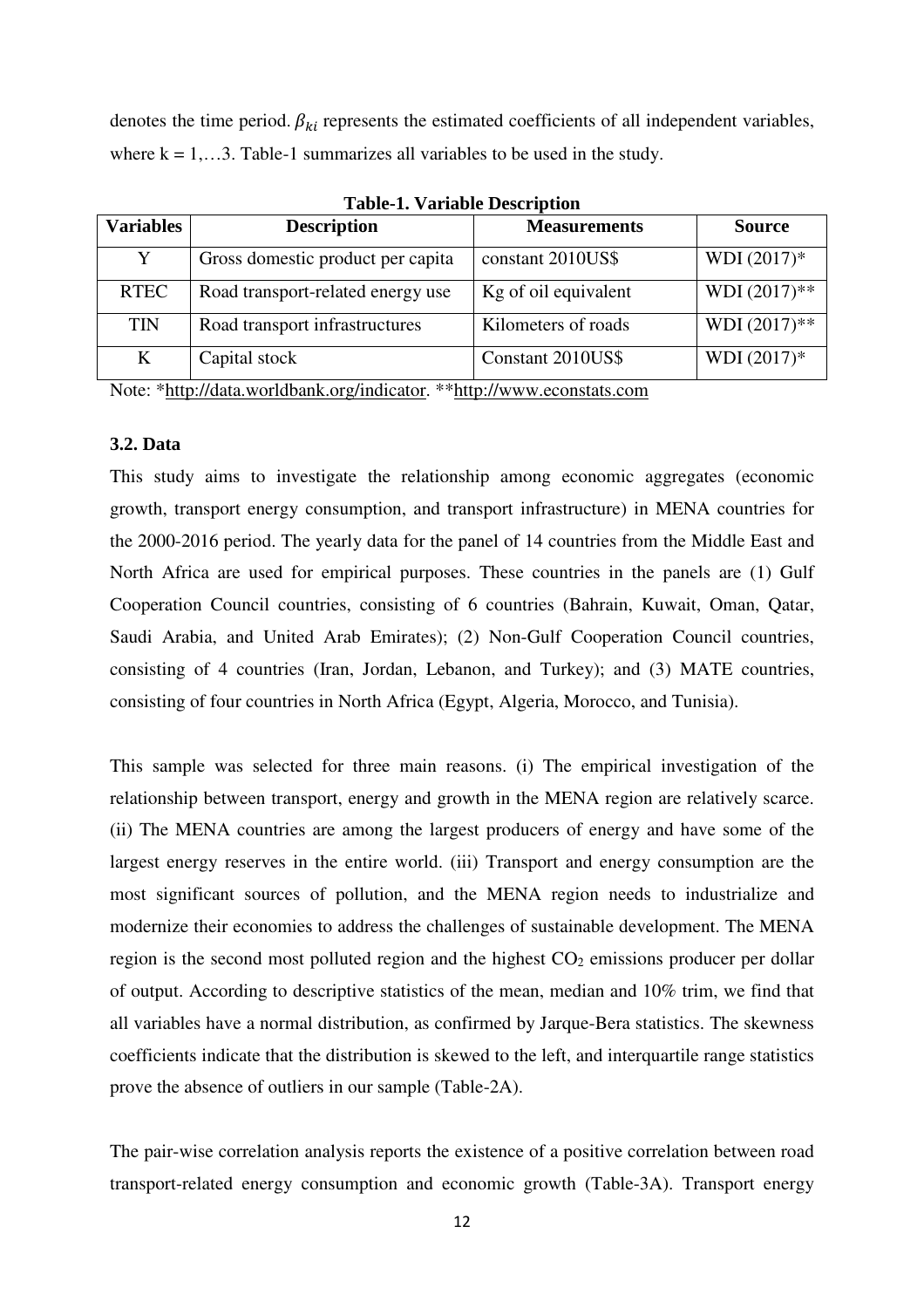denotes the time period. $\beta_{ki}$ represents the estimated coefficients of all independent variables, where k = 1,…3. Table-1 summarizes all variables to be used in the study.

**Table-1. Variable Description**

| Variables | Description | Measurements | Source |
|---|---|---|---|
| Y | Gross domestic product per capita | constant 2010US$ | WDI (2017)* |
| RTEC | Road transport-related energy use | Kg of oil equivalent | WDI (2017)** |
| TIN | Road transport infrastructures | Kilometers of roads | WDI (2017)** |
| K | Capital stock | Constant 2010US$ | WDI (2017)* |

Note: *http://data.worldbank.org/indicator. **http://www.econstats.com

### 3.2. Data

This study aims to investigate the relationship among economic aggregates (economic growth, transport energy consumption, and transport infrastructure) in MENA countries for the 2000-2016 period. The yearly data for the panel of 14 countries from the Middle East and North Africa are used for empirical purposes. These countries in the panels are (1) Gulf Cooperation Council countries, consisting of 6 countries (Bahrain, Kuwait, Oman, Qatar, Saudi Arabia, and United Arab Emirates); (2) Non-Gulf Cooperation Council countries, consisting of 4 countries (Iran, Jordan, Lebanon, and Turkey); and (3) MATE countries, consisting of four countries in North Africa (Egypt, Algeria, Morocco, and Tunisia).

This sample was selected for three main reasons. (i) The empirical investigation of the relationship between transport, energy and growth in the MENA region are relatively scarce. (ii) The MENA countries are among the largest producers of energy and have some of the largest energy reserves in the entire world. (iii) Transport and energy consumption are the most significant sources of pollution, and the MENA region needs to industrialize and modernize their economies to address the challenges of sustainable development. The MENA region is the second most polluted region and the highest $CO_2$ emissions producer per dollar of output. According to descriptive statistics of the mean, median and 10% trim, we find that all variables have a normal distribution, as confirmed by Jarque-Bera statistics. The skewness coefficients indicate that the distribution is skewed to the left, and interquartile range statistics prove the absence of outliers in our sample (Table-2A).

The pair-wise correlation analysis reports the existence of a positive correlation between road transport-related energy consumption and economic growth (Table-3A). Transport energy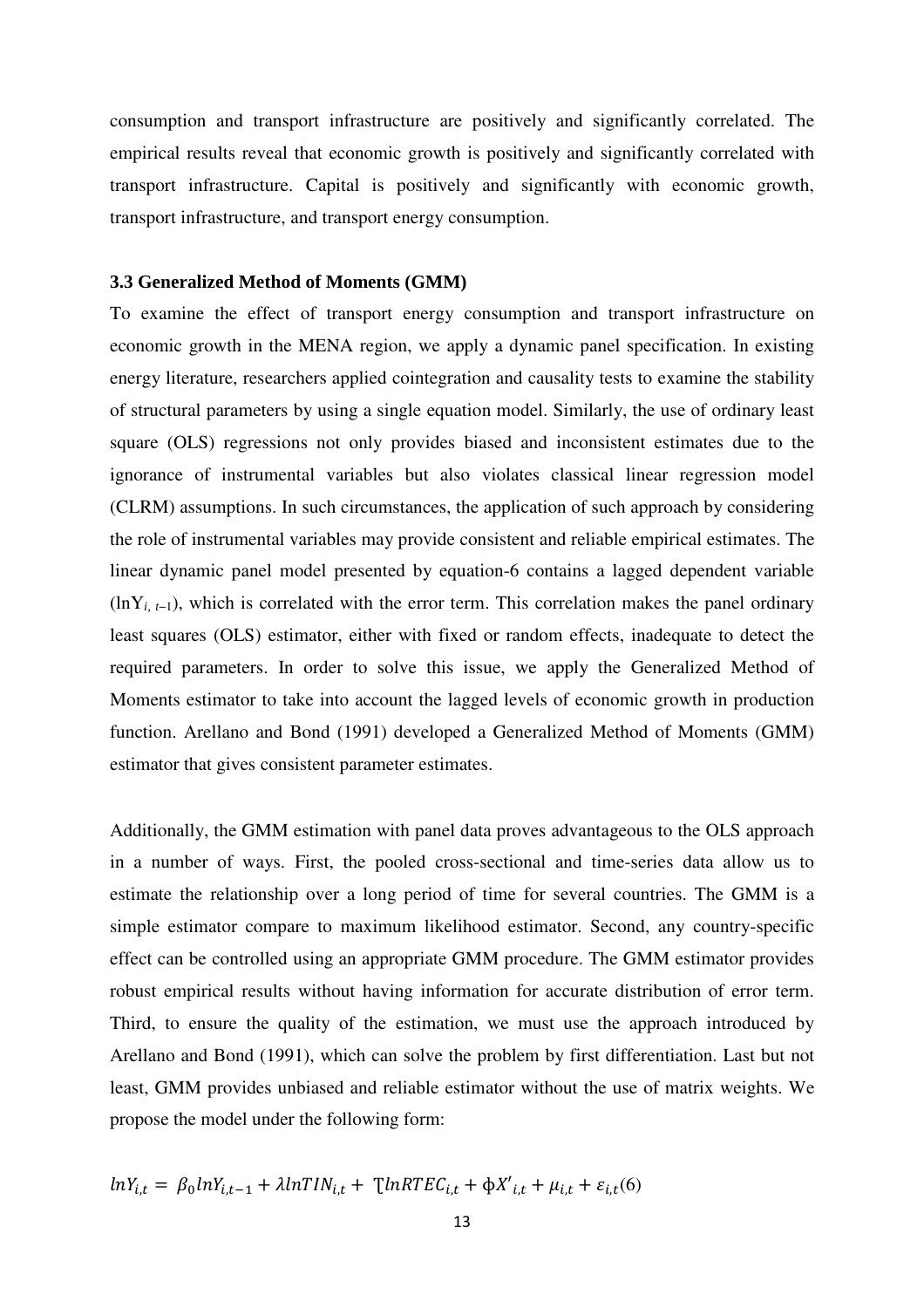consumption and transport infrastructure are positively and significantly correlated. The empirical results reveal that economic growth is positively and significantly correlated with transport infrastructure. Capital is positively and significantly with economic growth, transport infrastructure, and transport energy consumption.

### 3.3 Generalized Method of Moments (GMM)

To examine the effect of transport energy consumption and transport infrastructure on economic growth in the MENA region, we apply a dynamic panel specification. In existing energy literature, researchers applied cointegration and causality tests to examine the stability of structural parameters by using a single equation model. Similarly, the use of ordinary least square (OLS) regressions not only provides biased and inconsistent estimates due to the ignorance of instrumental variables but also violates classical linear regression model (CLRM) assumptions. In such circumstances, the application of such approach by considering the role of instrumental variables may provide consistent and reliable empirical estimates. The linear dynamic panel model presented by equation-6 contains a lagged dependent variable ($\ln Y_{i,\,t-1}$), which is correlated with the error term. This correlation makes the panel ordinary least squares (OLS) estimator, either with fixed or random effects, inadequate to detect the required parameters. In order to solve this issue, we apply the Generalized Method of Moments estimator to take into account the lagged levels of economic growth in production function. Arellano and Bond (1991) developed a Generalized Method of Moments (GMM) estimator that gives consistent parameter estimates.

Additionally, the GMM estimation with panel data proves advantageous to the OLS approach in a number of ways. First, the pooled cross-sectional and time-series data allow us to estimate the relationship over a long period of time for several countries. The GMM is a simple estimator compare to maximum likelihood estimator. Second, any country-specific effect can be controlled using an appropriate GMM procedure. The GMM estimator provides robust empirical results without having information for accurate distribution of error term. Third, to ensure the quality of the estimation, we must use the approach introduced by Arellano and Bond (1991), which can solve the problem by first differentiation. Last but not least, GMM provides unbiased and reliable estimator without the use of matrix weights. We propose the model under the following form:

$$lnY_{i,t} = \beta_0 lnY_{i,t-1} + \lambda lnTIN_{i,t} + \Upsilon lnRTEC_{i,t} + \phi X'_{i,t} + \mu_{i,t} + \varepsilon_{i,t} \quad (6)$$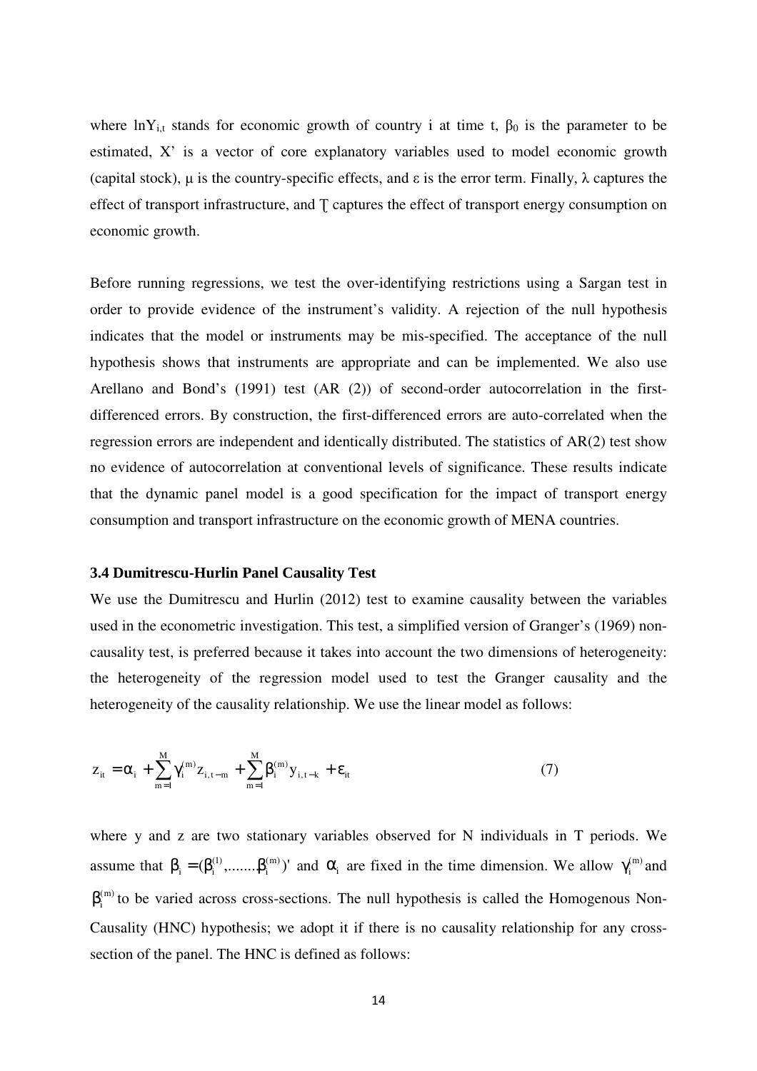where $\ln Y_{i,t}$ stands for economic growth of country i at time t, $\beta_0$ is the parameter to be estimated, X' is a vector of core explanatory variables used to model economic growth (capital stock), μ is the country-specific effects, and ε is the error term. Finally, λ captures the effect of transport infrastructure, and Ƭ captures the effect of transport energy consumption on economic growth.

Before running regressions, we test the over-identifying restrictions using a Sargan test in order to provide evidence of the instrument's validity. A rejection of the null hypothesis indicates that the model or instruments may be mis-specified. The acceptance of the null hypothesis shows that instruments are appropriate and can be implemented. We also use Arellano and Bond's (1991) test (AR (2)) of second-order autocorrelation in the first-differenced errors. By construction, the first-differenced errors are auto-correlated when the regression errors are independent and identically distributed. The statistics of AR(2) test show no evidence of autocorrelation at conventional levels of significance. These results indicate that the dynamic panel model is a good specification for the impact of transport energy consumption and transport infrastructure on the economic growth of MENA countries.

### 3.4 Dumitrescu-Hurlin Panel Causality Test

We use the Dumitrescu and Hurlin (2012) test to examine causality between the variables used in the econometric investigation. This test, a simplified version of Granger's (1969) non-causality test, is preferred because it takes into account the two dimensions of heterogeneity: the heterogeneity of the regression model used to test the Granger causality and the heterogeneity of the causality relationship. We use the linear model as follows:

$$z_{it} = \alpha_i + \sum_{m=1}^{M} \gamma_i^{(m)} z_{i,t-m} + \sum_{m=1}^{M} \beta_i^{(m)} y_{i,t-k} + \varepsilon_{it} \tag{7}$$

where y and z are two stationary variables observed for N individuals in T periods. We assume that $\beta_i = (\beta_i^{(1)},........\beta_i^{(m)})'$ and $\alpha_i$ are fixed in the time dimension. We allow $\gamma_i^{(m)}$ and $\beta_i^{(m)}$ to be varied across cross-sections. The null hypothesis is called the Homogenous Non-Causality (HNC) hypothesis; we adopt it if there is no causality relationship for any cross-section of the panel. The HNC is defined as follows: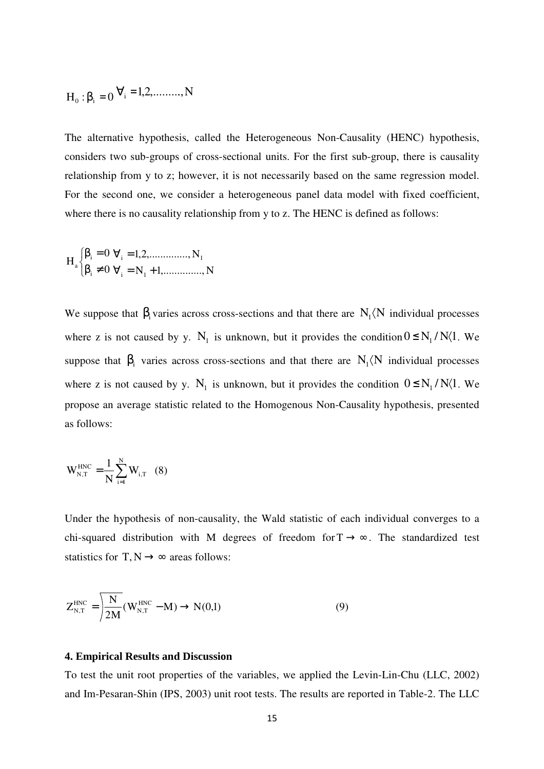$$H_0 : \beta_i = 0 \; \forall_i = 1,2,.........,N$$

The alternative hypothesis, called the Heterogeneous Non-Causality (HENC) hypothesis, considers two sub-groups of cross-sectional units. For the first sub-group, there is causality relationship from y to z; however, it is not necessarily based on the same regression model. For the second one, we consider a heterogeneous panel data model with fixed coefficient, where there is no causality relationship from y to z. The HENC is defined as follows:

$$H_a \begin{cases} \beta_i = 0 \; \forall_i = 1,2,.............., N_1 \\ \beta_i \neq 0 \; \forall_i = N_1 + 1,.............., N \end{cases}$$

We suppose that $\beta_i$ varies across cross-sections and that there are $N_1 \langle N$ individual processes where z is not caused by y. $N_1$ is unknown, but it provides the condition $0 \leq N_1 / N \langle 1$. We suppose that $\beta_i$ varies across cross-sections and that there are $N_1 \langle N$ individual processes where z is not caused by y. $N_1$ is unknown, but it provides the condition $0 \leq N_1 / N \langle 1$. We propose an average statistic related to the Homogenous Non-Causality hypothesis, presented as follows:

$$W_{N,T}^{HNC} = \frac{1}{N}\sum_{i=1}^{N} W_{i,T} \quad (8)$$

Under the hypothesis of non-causality, the Wald statistic of each individual converges to a chi-squared distribution with M degrees of freedom for $T \rightarrow \infty$. The standardized test statistics for $T, N \rightarrow \infty$ areas follows:

$$Z_{N,T}^{HNC} = \sqrt{\frac{N}{2M}}(W_{N,T}^{HNC} - M) \rightarrow N(0,1) \quad (9)$$

**4. Empirical Results and Discussion**

To test the unit root properties of the variables, we applied the Levin-Lin-Chu (LLC, 2002) and Im-Pesaran-Shin (IPS, 2003) unit root tests. The results are reported in Table-2. The LLC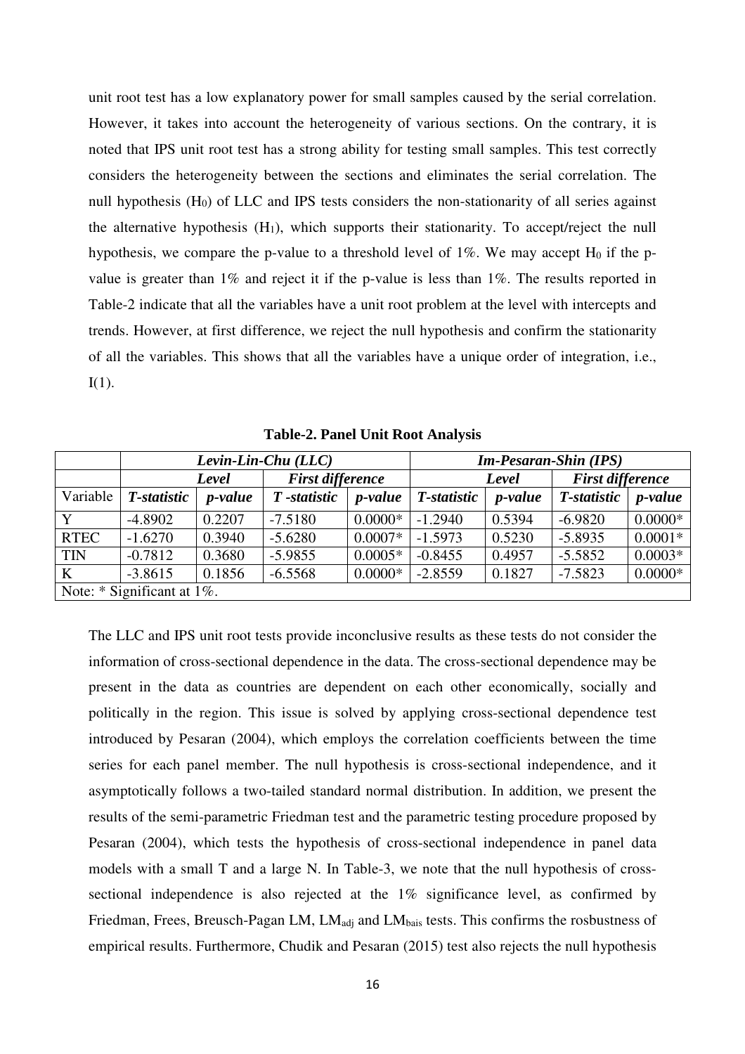unit root test has a low explanatory power for small samples caused by the serial correlation. However, it takes into account the heterogeneity of various sections. On the contrary, it is noted that IPS unit root test has a strong ability for testing small samples. This test correctly considers the heterogeneity between the sections and eliminates the serial correlation. The null hypothesis ($H_0$) of LLC and IPS tests considers the non-stationarity of all series against the alternative hypothesis ($H_1$), which supports their stationarity. To accept/reject the null hypothesis, we compare the p-value to a threshold level of 1%. We may accept $H_0$ if the p-value is greater than 1% and reject it if the p-value is less than 1%. The results reported in Table-2 indicate that all the variables have a unit root problem at the level with intercepts and trends. However, at first difference, we reject the null hypothesis and confirm the stationarity of all the variables. This shows that all the variables have a unique order of integration, i.e., I(1).

**Table-2. Panel Unit Root Analysis**

| | ***Levin-Lin-Chu (LLC)*** | | | | ***Im-Pesaran-Shin (IPS)*** | | | |
|---|---|---|---|---|---|---|---|---|
| | ***Level*** | | ***First difference*** | | ***Level*** | | ***First difference*** | |
| Variable | ***T-statistic*** | ***p-value*** | ***T -statistic*** | ***p-value*** | ***T-statistic*** | ***p-value*** | ***T-statistic*** | ***p-value*** |
| Y | -4.8902 | 0.2207 | -7.5180 | 0.0000* | -1.2940 | 0.5394 | -6.9820 | 0.0000* |
| RTEC | -1.6270 | 0.3940 | -5.6280 | 0.0007* | -1.5973 | 0.5230 | -5.8935 | 0.0001* |
| TIN | -0.7812 | 0.3680 | -5.9855 | 0.0005* | -0.8455 | 0.4957 | -5.5852 | 0.0003* |
| K | -3.8615 | 0.1856 | -6.5568 | 0.0000* | -2.8559 | 0.1827 | -7.5823 | 0.0000* |
| Note: * Significant at 1%. | | | | | | | | |

The LLC and IPS unit root tests provide inconclusive results as these tests do not consider the information of cross-sectional dependence in the data. The cross-sectional dependence may be present in the data as countries are dependent on each other economically, socially and politically in the region. This issue is solved by applying cross-sectional dependence test introduced by Pesaran (2004), which employs the correlation coefficients between the time series for each panel member. The null hypothesis is cross-sectional independence, and it asymptotically follows a two-tailed standard normal distribution. In addition, we present the results of the semi-parametric Friedman test and the parametric testing procedure proposed by Pesaran (2004), which tests the hypothesis of cross-sectional independence in panel data models with a small T and a large N. In Table-3, we note that the null hypothesis of cross-sectional independence is also rejected at the 1% significance level, as confirmed by Friedman, Frees, Breusch-Pagan LM, $LM_{adj}$ and $LM_{bais}$ tests. This confirms the rosbustness of empirical results. Furthermore, Chudik and Pesaran (2015) test also rejects the null hypothesis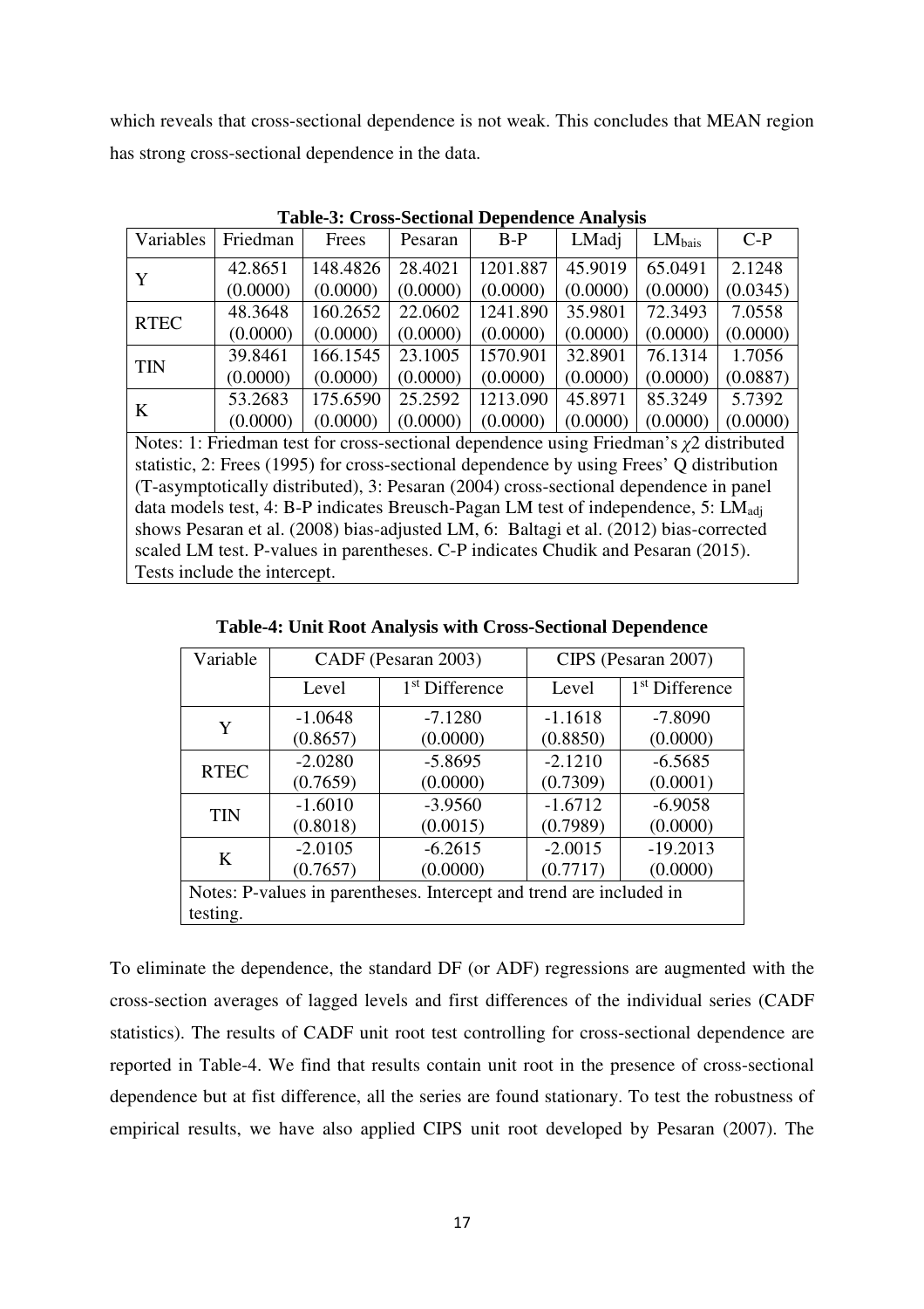which reveals that cross-sectional dependence is not weak. This concludes that MEAN region has strong cross-sectional dependence in the data.

**Table-3: Cross-Sectional Dependence Analysis**

| Variables | Friedman | Frees | Pesaran | B-P | LMadj | $LM_{bais}$ | C-P |
|---|---|---|---|---|---|---|---|
| Y | 42.8651 (0.0000) | 148.4826 (0.0000) | 28.4021 (0.0000) | 1201.887 (0.0000) | 45.9019 (0.0000) | 65.0491 (0.0000) | 2.1248 (0.0345) |
| RTEC | 48.3648 (0.0000) | 160.2652 (0.0000) | 22.0602 (0.0000) | 1241.890 (0.0000) | 35.9801 (0.0000) | 72.3493 (0.0000) | 7.0558 (0.0000) |
| TIN | 39.8461 (0.0000) | 166.1545 (0.0000) | 23.1005 (0.0000) | 1570.901 (0.0000) | 32.8901 (0.0000) | 76.1314 (0.0000) | 1.7056 (0.0887) |
| K | 53.2683 (0.0000) | 175.6590 (0.0000) | 25.2592 (0.0000) | 1213.090 (0.0000) | 45.8971 (0.0000) | 85.3249 (0.0000) | 5.7392 (0.0000) |

Notes: 1: Friedman test for cross-sectional dependence using Friedman's $\chi 2$ distributed statistic, 2: Frees (1995) for cross-sectional dependence by using Frees' Q distribution (T-asymptotically distributed), 3: Pesaran (2004) cross-sectional dependence in panel data models test, 4: B-P indicates Breusch-Pagan LM test of independence, 5: $LM_{adj}$ shows Pesaran et al. (2008) bias-adjusted LM, 6: Baltagi et al. (2012) bias-corrected scaled LM test. P-values in parentheses. C-P indicates Chudik and Pesaran (2015). Tests include the intercept.

**Table-4: Unit Root Analysis with Cross-Sectional Dependence**

| Variable | CADF (Pesaran 2003) | | CIPS (Pesaran 2007) | |
|---|---|---|---|---|
| | Level | 1st Difference | Level | 1st Difference |
| Y | -1.0648 (0.8657) | -7.1280 (0.0000) | -1.1618 (0.8850) | -7.8090 (0.0000) |
| RTEC | -2.0280 (0.7659) | -5.8695 (0.0000) | -2.1210 (0.7309) | -6.5685 (0.0001) |
| TIN | -1.6010 (0.8018) | -3.9560 (0.0015) | -1.6712 (0.7989) | -6.9058 (0.0000) |
| K | -2.0105 (0.7657) | -6.2615 (0.0000) | -2.0015 (0.7717) | -19.2013 (0.0000) |

Notes: P-values in parentheses. Intercept and trend are included in testing.

To eliminate the dependence, the standard DF (or ADF) regressions are augmented with the cross-section averages of lagged levels and first differences of the individual series (CADF statistics). The results of CADF unit root test controlling for cross-sectional dependence are reported in Table-4. We find that results contain unit root in the presence of cross-sectional dependence but at fist difference, all the series are found stationary. To test the robustness of empirical results, we have also applied CIPS unit root developed by Pesaran (2007). The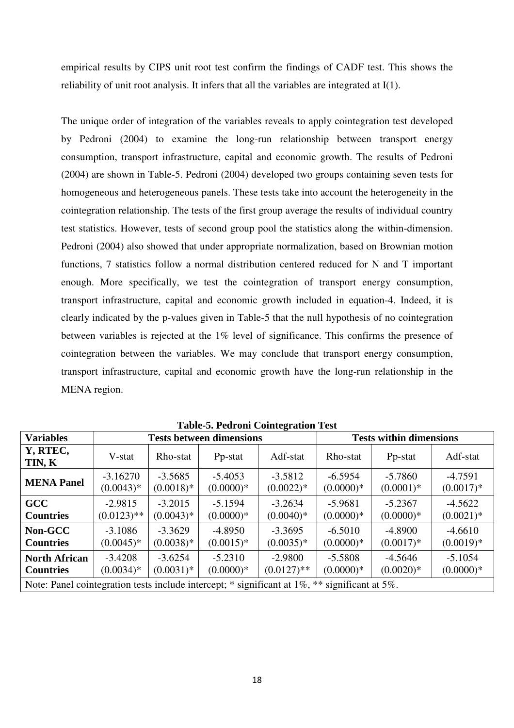empirical results by CIPS unit root test confirm the findings of CADF test. This shows the reliability of unit root analysis. It infers that all the variables are integrated at I(1).

The unique order of integration of the variables reveals to apply cointegration test developed by Pedroni (2004) to examine the long-run relationship between transport energy consumption, transport infrastructure, capital and economic growth. The results of Pedroni (2004) are shown in Table-5. Pedroni (2004) developed two groups containing seven tests for homogeneous and heterogeneous panels. These tests take into account the heterogeneity in the cointegration relationship. The tests of the first group average the results of individual country test statistics. However, tests of second group pool the statistics along the within-dimension. Pedroni (2004) also showed that under appropriate normalization, based on Brownian motion functions, 7 statistics follow a normal distribution centered reduced for N and T important enough. More specifically, we test the cointegration of transport energy consumption, transport infrastructure, capital and economic growth included in equation-4. Indeed, it is clearly indicated by the p-values given in Table-5 that the null hypothesis of no cointegration between variables is rejected at the 1% level of significance. This confirms the presence of cointegration between the variables. We may conclude that transport energy consumption, transport infrastructure, capital and economic growth have the long-run relationship in the MENA region.

**Table-5. Pedroni Cointegration Test**

| **Variables** | **Tests between dimensions** | | | | **Tests within dimensions** | | |
|---|---|---|---|---|---|---|---|
| **Y, RTEC, TIN, K** | V-stat | Rho-stat | Pp-stat | Adf-stat | Rho-stat | Pp-stat | Adf-stat |
| **MENA Panel** | -3.16270 (0.0043)* | -3.5685 (0.0018)* | -5.4053 (0.0000)* | -3.5812 (0.0022)* | -6.5954 (0.0000)* | -5.7860 (0.0001)* | -4.7591 (0.0017)* |
| **GCC Countries** | -2.9815 (0.0123)** | -3.2015 (0.0043)* | -5.1594 (0.0000)* | -3.2634 (0.0040)* | -5.9681 (0.0000)* | -5.2367 (0.0000)* | -4.5622 (0.0021)* |
| **Non-GCC Countries** | -3.1086 (0.0045)* | -3.3629 (0.0038)* | -4.8950 (0.0015)* | -3.3695 (0.0035)* | -6.5010 (0.0000)* | -4.8900 (0.0017)* | -4.6610 (0.0019)* |
| **North African Countries** | -3.4208 (0.0034)* | -3.6254 (0.0031)* | -5.2310 (0.0000)* | -2.9800 (0.0127)** | -5.5808 (0.0000)* | -4.5646 (0.0020)* | -5.1054 (0.0000)* |

Note: Panel cointegration tests include intercept; * significant at 1%, ** significant at 5%.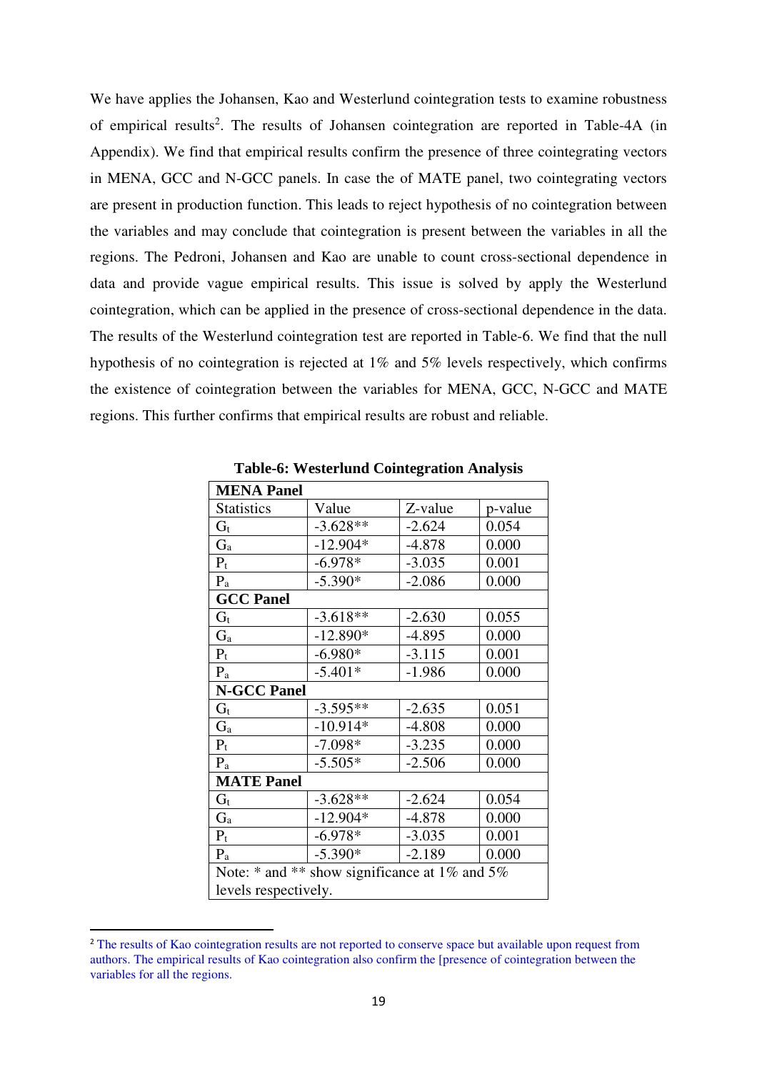We have applies the Johansen, Kao and Westerlund cointegration tests to examine robustness of empirical results[2]. The results of Johansen cointegration are reported in Table-4A (in Appendix). We find that empirical results confirm the presence of three cointegrating vectors in MENA, GCC and N-GCC panels. In case the of MATE panel, two cointegrating vectors are present in production function. This leads to reject hypothesis of no cointegration between the variables and may conclude that cointegration is present between the variables in all the regions. The Pedroni, Johansen and Kao are unable to count cross-sectional dependence in data and provide vague empirical results. This issue is solved by apply the Westerlund cointegration, which can be applied in the presence of cross-sectional dependence in the data. The results of the Westerlund cointegration test are reported in Table-6. We find that the null hypothesis of no cointegration is rejected at 1% and 5% levels respectively, which confirms the existence of cointegration between the variables for MENA, GCC, N-GCC and MATE regions. This further confirms that empirical results are robust and reliable.

**Table-6: Westerlund Cointegration Analysis**

| **MENA Panel** | | | |
|---|---|---|---|
| Statistics | Value | Z-value | p-value |
| $G_t$ | -3.628** | -2.624 | 0.054 |
| $G_a$ | -12.904* | -4.878 | 0.000 |
| $P_t$ | -6.978* | -3.035 | 0.001 |
| $P_a$ | -5.390* | -2.086 | 0.000 |
| **GCC Panel** | | | |
| $G_t$ | -3.618** | -2.630 | 0.055 |
| $G_a$ | -12.890* | -4.895 | 0.000 |
| $P_t$ | -6.980* | -3.115 | 0.001 |
| $P_a$ | -5.401* | -1.986 | 0.000 |
| **N-GCC Panel** | | | |
| $G_t$ | -3.595** | -2.635 | 0.051 |
| $G_a$ | -10.914* | -4.808 | 0.000 |
| $P_t$ | -7.098* | -3.235 | 0.000 |
| $P_a$ | -5.505* | -2.506 | 0.000 |
| **MATE Panel** | | | |
| $G_t$ | -3.628** | -2.624 | 0.054 |
| $G_a$ | -12.904* | -4.878 | 0.000 |
| $P_t$ | -6.978* | -3.035 | 0.001 |
| $P_a$ | -5.390* | -2.189 | 0.000 |
| Note: * and ** show significance at 1% and 5% levels respectively. | | | |

[2] The results of Kao cointegration results are not reported to conserve space but available upon request from authors. The empirical results of Kao cointegration also confirm the [presence of cointegration between the variables for all the regions.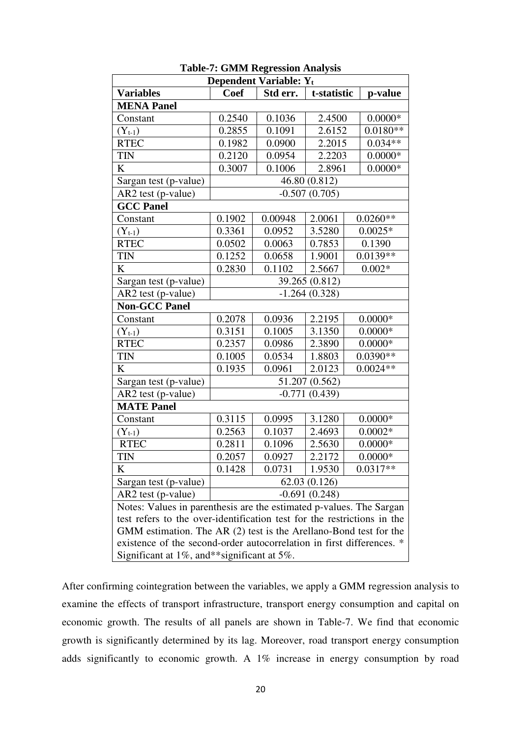**Table-7: GMM Regression Analysis**

| Dependent Variable: $Y_t$ | | | | |
|---|---|---|---|---|
| **Variables** | **Coef** | **Std err.** | **t-statistic** | **p-value** |
| **MENA Panel** | | | | |
| Constant | 0.2540 | 0.1036 | 2.4500 | 0.0000* |
| $(Y_{t-1})$ | 0.2855 | 0.1091 | 2.6152 | 0.0180** |
| RTEC | 0.1982 | 0.0900 | 2.2015 | 0.034** |
| TIN | 0.2120 | 0.0954 | 2.2203 | 0.0000* |
| K | 0.3007 | 0.1006 | 2.8961 | 0.0000* |
| Sargan test (p-value) | 46.80 (0.812) | | | |
| AR2 test (p-value) | -0.507 (0.705) | | | |
| **GCC Panel** | | | | |
| Constant | 0.1902 | 0.00948 | 2.0061 | 0.0260** |
| $(Y_{t-1})$ | 0.3361 | 0.0952 | 3.5280 | 0.0025* |
| RTEC | 0.0502 | 0.0063 | 0.7853 | 0.1390 |
| TIN | 0.1252 | 0.0658 | 1.9001 | 0.0139** |
| K | 0.2830 | 0.1102 | 2.5667 | 0.002* |
| Sargan test (p-value) | 39.265 (0.812) | | | |
| AR2 test (p-value) | -1.264 (0.328) | | | |
| **Non-GCC Panel** | | | | |
| Constant | 0.2078 | 0.0936 | 2.2195 | 0.0000* |
| $(Y_{t-1})$ | 0.3151 | 0.1005 | 3.1350 | 0.0000* |
| RTEC | 0.2357 | 0.0986 | 2.3890 | 0.0000* |
| TIN | 0.1005 | 0.0534 | 1.8803 | 0.0390** |
| K | 0.1935 | 0.0961 | 2.0123 | 0.0024** |
| Sargan test (p-value) | 51.207 (0.562) | | | |
| AR2 test (p-value) | -0.771 (0.439) | | | |
| **MATE Panel** | | | | |
| Constant | 0.3115 | 0.0995 | 3.1280 | 0.0000* |
| $(Y_{t-1})$ | 0.2563 | 0.1037 | 2.4693 | 0.0002* |
| RTEC | 0.2811 | 0.1096 | 2.5630 | 0.0000* |
| TIN | 0.2057 | 0.0927 | 2.2172 | 0.0000* |
| K | 0.1428 | 0.0731 | 1.9530 | 0.0317** |
| Sargan test (p-value) | 62.03 (0.126) | | | |
| AR2 test (p-value) | -0.691 (0.248) | | | |

Notes: Values in parenthesis are the estimated p-values. The Sargan test refers to the over-identification test for the restrictions in the GMM estimation. The AR (2) test is the Arellano-Bond test for the existence of the second-order autocorrelation in first differences. * Significant at 1%, and**significant at 5%.

After confirming cointegration between the variables, we apply a GMM regression analysis to examine the effects of transport infrastructure, transport energy consumption and capital on economic growth. The results of all panels are shown in Table-7. We find that economic growth is significantly determined by its lag. Moreover, road transport energy consumption adds significantly to economic growth. A 1% increase in energy consumption by road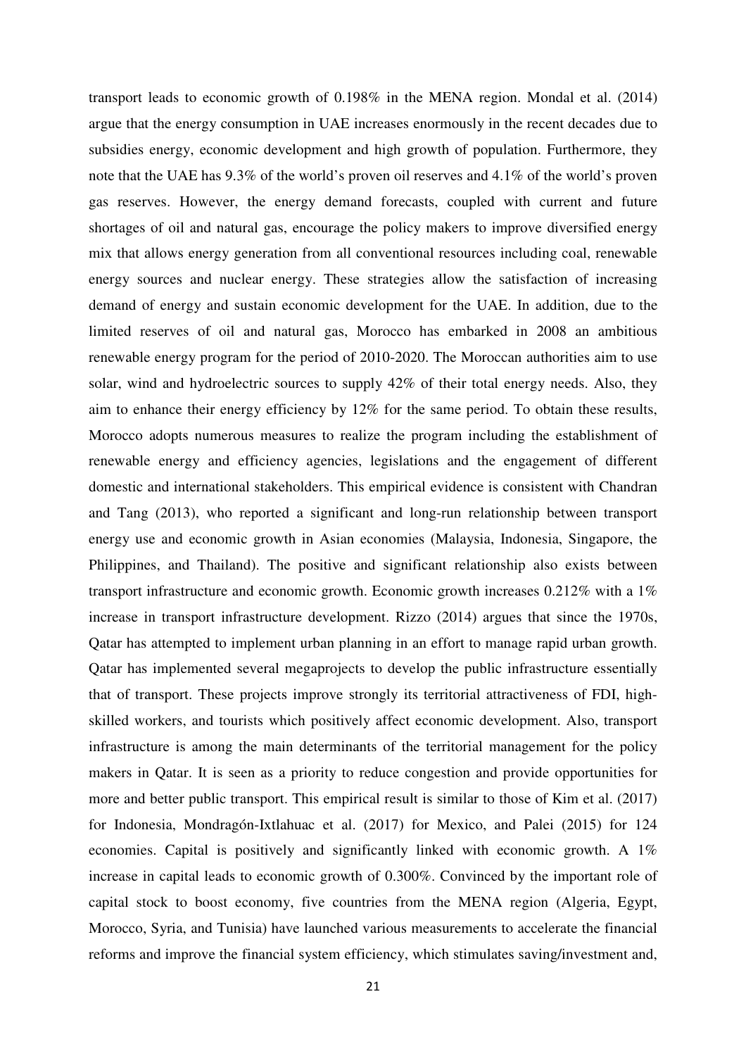transport leads to economic growth of 0.198% in the MENA region. Mondal et al. (2014) argue that the energy consumption in UAE increases enormously in the recent decades due to subsidies energy, economic development and high growth of population. Furthermore, they note that the UAE has 9.3% of the world's proven oil reserves and 4.1% of the world's proven gas reserves. However, the energy demand forecasts, coupled with current and future shortages of oil and natural gas, encourage the policy makers to improve diversified energy mix that allows energy generation from all conventional resources including coal, renewable energy sources and nuclear energy. These strategies allow the satisfaction of increasing demand of energy and sustain economic development for the UAE. In addition, due to the limited reserves of oil and natural gas, Morocco has embarked in 2008 an ambitious renewable energy program for the period of 2010-2020. The Moroccan authorities aim to use solar, wind and hydroelectric sources to supply 42% of their total energy needs. Also, they aim to enhance their energy efficiency by 12% for the same period. To obtain these results, Morocco adopts numerous measures to realize the program including the establishment of renewable energy and efficiency agencies, legislations and the engagement of different domestic and international stakeholders. This empirical evidence is consistent with Chandran and Tang (2013), who reported a significant and long-run relationship between transport energy use and economic growth in Asian economies (Malaysia, Indonesia, Singapore, the Philippines, and Thailand). The positive and significant relationship also exists between transport infrastructure and economic growth. Economic growth increases 0.212% with a 1% increase in transport infrastructure development. Rizzo (2014) argues that since the 1970s, Qatar has attempted to implement urban planning in an effort to manage rapid urban growth. Qatar has implemented several megaprojects to develop the public infrastructure essentially that of transport. These projects improve strongly its territorial attractiveness of FDI, high-skilled workers, and tourists which positively affect economic development. Also, transport infrastructure is among the main determinants of the territorial management for the policy makers in Qatar. It is seen as a priority to reduce congestion and provide opportunities for more and better public transport. This empirical result is similar to those of Kim et al. (2017) for Indonesia, Mondragón-Ixtlahuac et al. (2017) for Mexico, and Palei (2015) for 124 economies. Capital is positively and significantly linked with economic growth. A 1% increase in capital leads to economic growth of 0.300%. Convinced by the important role of capital stock to boost economy, five countries from the MENA region (Algeria, Egypt, Morocco, Syria, and Tunisia) have launched various measurements to accelerate the financial reforms and improve the financial system efficiency, which stimulates saving/investment and,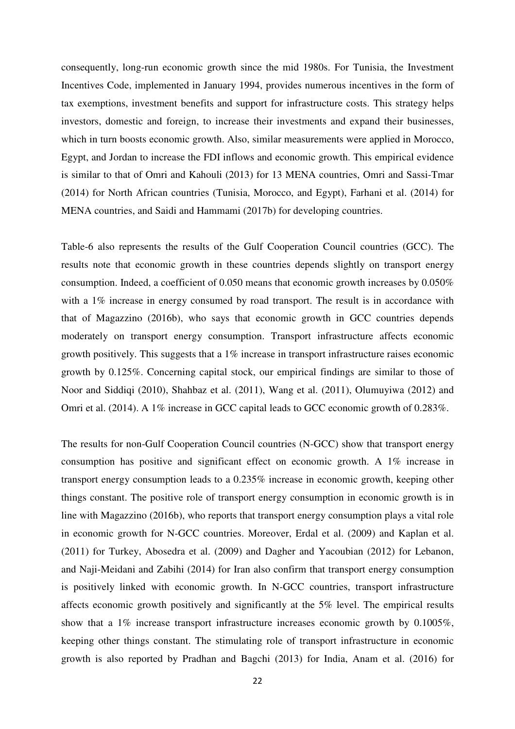consequently, long-run economic growth since the mid 1980s. For Tunisia, the Investment Incentives Code, implemented in January 1994, provides numerous incentives in the form of tax exemptions, investment benefits and support for infrastructure costs. This strategy helps investors, domestic and foreign, to increase their investments and expand their businesses, which in turn boosts economic growth. Also, similar measurements were applied in Morocco, Egypt, and Jordan to increase the FDI inflows and economic growth. This empirical evidence is similar to that of Omri and Kahouli (2013) for 13 MENA countries, Omri and Sassi-Tmar (2014) for North African countries (Tunisia, Morocco, and Egypt), Farhani et al. (2014) for MENA countries, and Saidi and Hammami (2017b) for developing countries.

Table-6 also represents the results of the Gulf Cooperation Council countries (GCC). The results note that economic growth in these countries depends slightly on transport energy consumption. Indeed, a coefficient of 0.050 means that economic growth increases by 0.050% with a 1% increase in energy consumed by road transport. The result is in accordance with that of Magazzino (2016b), who says that economic growth in GCC countries depends moderately on transport energy consumption. Transport infrastructure affects economic growth positively. This suggests that a 1% increase in transport infrastructure raises economic growth by 0.125%. Concerning capital stock, our empirical findings are similar to those of Noor and Siddiqi (2010), Shahbaz et al. (2011), Wang et al. (2011), Olumuyiwa (2012) and Omri et al. (2014). A 1% increase in GCC capital leads to GCC economic growth of 0.283%.

The results for non-Gulf Cooperation Council countries (N-GCC) show that transport energy consumption has positive and significant effect on economic growth. A 1% increase in transport energy consumption leads to a 0.235% increase in economic growth, keeping other things constant. The positive role of transport energy consumption in economic growth is in line with Magazzino (2016b), who reports that transport energy consumption plays a vital role in economic growth for N-GCC countries. Moreover, Erdal et al. (2009) and Kaplan et al. (2011) for Turkey, Abosedra et al. (2009) and Dagher and Yacoubian (2012) for Lebanon, and Naji-Meidani and Zabihi (2014) for Iran also confirm that transport energy consumption is positively linked with economic growth. In N-GCC countries, transport infrastructure affects economic growth positively and significantly at the 5% level. The empirical results show that a 1% increase transport infrastructure increases economic growth by 0.1005%, keeping other things constant. The stimulating role of transport infrastructure in economic growth is also reported by Pradhan and Bagchi (2013) for India, Anam et al. (2016) for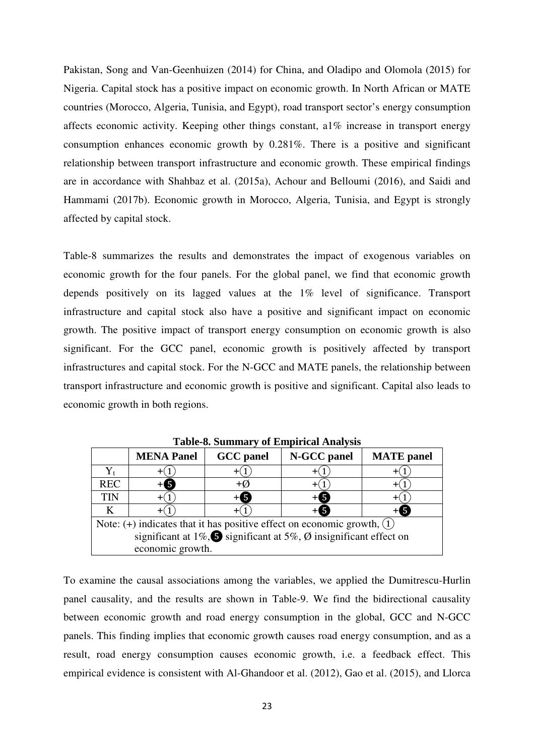Pakistan, Song and Van-Geenhuizen (2014) for China, and Oladipo and Olomola (2015) for Nigeria. Capital stock has a positive impact on economic growth. In North African or MATE countries (Morocco, Algeria, Tunisia, and Egypt), road transport sector's energy consumption affects economic activity. Keeping other things constant, a1% increase in transport energy consumption enhances economic growth by 0.281%. There is a positive and significant relationship between transport infrastructure and economic growth. These empirical findings are in accordance with Shahbaz et al. (2015a), Achour and Belloumi (2016), and Saidi and Hammami (2017b). Economic growth in Morocco, Algeria, Tunisia, and Egypt is strongly affected by capital stock.

Table-8 summarizes the results and demonstrates the impact of exogenous variables on economic growth for the four panels. For the global panel, we find that economic growth depends positively on its lagged values at the 1% level of significance. Transport infrastructure and capital stock also have a positive and significant impact on economic growth. The positive impact of transport energy consumption on economic growth is also significant. For the GCC panel, economic growth is positively affected by transport infrastructures and capital stock. For the N-GCC and MATE panels, the relationship between transport infrastructure and economic growth is positive and significant. Capital also leads to economic growth in both regions.

**Table-8. Summary of Empirical Analysis**

| | MENA Panel | GCC panel | N-GCC panel | MATE panel |
|---|---|---|---|---|
| $Y_t$ | +① | +① | +① | +① |
| REC | +❺ | +Ø | +① | +① |
| TIN | +① | +❺ | +❺ | +① |
| K | +① | +① | +❺ | +❺ |

Note: (+) indicates that it has positive effect on economic growth, ① significant at 1%, ❺ significant at 5%, Ø insignificant effect on economic growth.

To examine the causal associations among the variables, we applied the Dumitrescu-Hurlin panel causality, and the results are shown in Table-9. We find the bidirectional causality between economic growth and road energy consumption in the global, GCC and N-GCC panels. This finding implies that economic growth causes road energy consumption, and as a result, road energy consumption causes economic growth, i.e. a feedback effect. This empirical evidence is consistent with Al-Ghandoor et al. (2012), Gao et al. (2015), and Llorca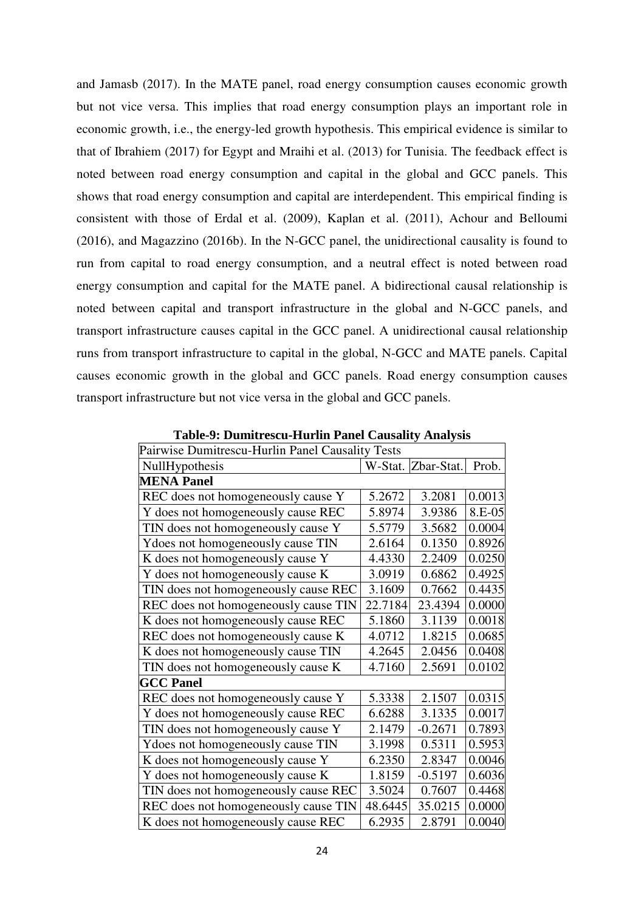and Jamasb (2017). In the MATE panel, road energy consumption causes economic growth but not vice versa. This implies that road energy consumption plays an important role in economic growth, i.e., the energy-led growth hypothesis. This empirical evidence is similar to that of Ibrahiem (2017) for Egypt and Mraihi et al. (2013) for Tunisia. The feedback effect is noted between road energy consumption and capital in the global and GCC panels. This shows that road energy consumption and capital are interdependent. This empirical finding is consistent with those of Erdal et al. (2009), Kaplan et al. (2011), Achour and Belloumi (2016), and Magazzino (2016b). In the N-GCC panel, the unidirectional causality is found to run from capital to road energy consumption, and a neutral effect is noted between road energy consumption and capital for the MATE panel. A bidirectional causal relationship is noted between capital and transport infrastructure in the global and N-GCC panels, and transport infrastructure causes capital in the GCC panel. A unidirectional causal relationship runs from transport infrastructure to capital in the global, N-GCC and MATE panels. Capital causes economic growth in the global and GCC panels. Road energy consumption causes transport infrastructure but not vice versa in the global and GCC panels.

**Table-9: Dumitrescu-Hurlin Panel Causality Analysis**

| Pairwise Dumitrescu-Hurlin Panel Causality Tests | | | |
|---|---|---|---|
| NullHypothesis | W-Stat. | Zbar-Stat. | Prob. |
| **MENA Panel** | | | |
| REC does not homogeneously cause Y | 5.2672 | 3.2081 | 0.0013 |
| Y does not homogeneously cause REC | 5.8974 | 3.9386 | 8.E-05 |
| TIN does not homogeneously cause Y | 5.5779 | 3.5682 | 0.0004 |
| Ydoes not homogeneously cause TIN | 2.6164 | 0.1350 | 0.8926 |
| K does not homogeneously cause Y | 4.4330 | 2.2409 | 0.0250 |
| Y does not homogeneously cause K | 3.0919 | 0.6862 | 0.4925 |
| TIN does not homogeneously cause REC | 3.1609 | 0.7662 | 0.4435 |
| REC does not homogeneously cause TIN | 22.7184 | 23.4394 | 0.0000 |
| K does not homogeneously cause REC | 5.1860 | 3.1139 | 0.0018 |
| REC does not homogeneously cause K | 4.0712 | 1.8215 | 0.0685 |
| K does not homogeneously cause TIN | 4.2645 | 2.0456 | 0.0408 |
| TIN does not homogeneously cause K | 4.7160 | 2.5691 | 0.0102 |
| **GCC Panel** | | | |
| REC does not homogeneously cause Y | 5.3338 | 2.1507 | 0.0315 |
| Y does not homogeneously cause REC | 6.6288 | 3.1335 | 0.0017 |
| TIN does not homogeneously cause Y | 2.1479 | -0.2671 | 0.7893 |
| Ydoes not homogeneously cause TIN | 3.1998 | 0.5311 | 0.5953 |
| K does not homogeneously cause Y | 6.2350 | 2.8347 | 0.0046 |
| Y does not homogeneously cause K | 1.8159 | -0.5197 | 0.6036 |
| TIN does not homogeneously cause REC | 3.5024 | 0.7607 | 0.4468 |
| REC does not homogeneously cause TIN | 48.6445 | 35.0215 | 0.0000 |
| K does not homogeneously cause REC | 6.2935 | 2.8791 | 0.0040 |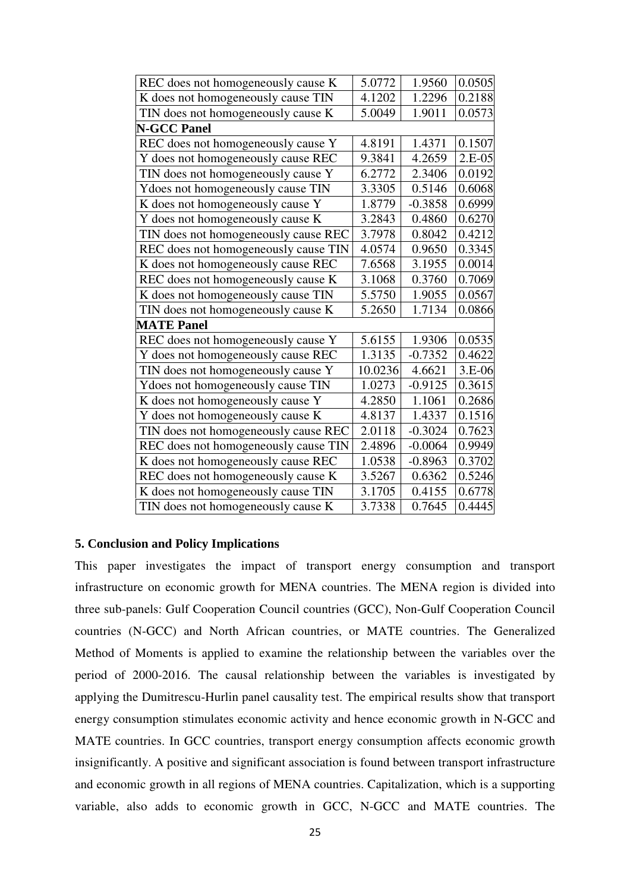| | | | |
|---|---|---|---|
| REC does not homogeneously cause K | 5.0772 | 1.9560 | 0.0505 |
| K does not homogeneously cause TIN | 4.1202 | 1.2296 | 0.2188 |
| TIN does not homogeneously cause K | 5.0049 | 1.9011 | 0.0573 |
| **N-GCC Panel** | | | |
| REC does not homogeneously cause Y | 4.8191 | 1.4371 | 0.1507 |
| Y does not homogeneously cause REC | 9.3841 | 4.2659 | 2.E-05 |
| TIN does not homogeneously cause Y | 6.2772 | 2.3406 | 0.0192 |
| Ydoes not homogeneously cause TIN | 3.3305 | 0.5146 | 0.6068 |
| K does not homogeneously cause Y | 1.8779 | -0.3858 | 0.6999 |
| Y does not homogeneously cause K | 3.2843 | 0.4860 | 0.6270 |
| TIN does not homogeneously cause REC | 3.7978 | 0.8042 | 0.4212 |
| REC does not homogeneously cause TIN | 4.0574 | 0.9650 | 0.3345 |
| K does not homogeneously cause REC | 7.6568 | 3.1955 | 0.0014 |
| REC does not homogeneously cause K | 3.1068 | 0.3760 | 0.7069 |
| K does not homogeneously cause TIN | 5.5750 | 1.9055 | 0.0567 |
| TIN does not homogeneously cause K | 5.2650 | 1.7134 | 0.0866 |
| **MATE Panel** | | | |
| REC does not homogeneously cause Y | 5.6155 | 1.9306 | 0.0535 |
| Y does not homogeneously cause REC | 1.3135 | -0.7352 | 0.4622 |
| TIN does not homogeneously cause Y | 10.0236 | 4.6621 | 3.E-06 |
| Ydoes not homogeneously cause TIN | 1.0273 | -0.9125 | 0.3615 |
| K does not homogeneously cause Y | 4.2850 | 1.1061 | 0.2686 |
| Y does not homogeneously cause K | 4.8137 | 1.4337 | 0.1516 |
| TIN does not homogeneously cause REC | 2.0118 | -0.3024 | 0.7623 |
| REC does not homogeneously cause TIN | 2.4896 | -0.0064 | 0.9949 |
| K does not homogeneously cause REC | 1.0538 | -0.8963 | 0.3702 |
| REC does not homogeneously cause K | 3.5267 | 0.6362 | 0.5246 |
| K does not homogeneously cause TIN | 3.1705 | 0.4155 | 0.6778 |
| TIN does not homogeneously cause K | 3.7338 | 0.7645 | 0.4445 |

## 5. Conclusion and Policy Implications

This paper investigates the impact of transport energy consumption and transport infrastructure on economic growth for MENA countries. The MENA region is divided into three sub-panels: Gulf Cooperation Council countries (GCC), Non-Gulf Cooperation Council countries (N-GCC) and North African countries, or MATE countries. The Generalized Method of Moments is applied to examine the relationship between the variables over the period of 2000-2016. The causal relationship between the variables is investigated by applying the Dumitrescu-Hurlin panel causality test. The empirical results show that transport energy consumption stimulates economic activity and hence economic growth in N-GCC and MATE countries. In GCC countries, transport energy consumption affects economic growth insignificantly. A positive and significant association is found between transport infrastructure and economic growth in all regions of MENA countries. Capitalization, which is a supporting variable, also adds to economic growth in GCC, N-GCC and MATE countries. The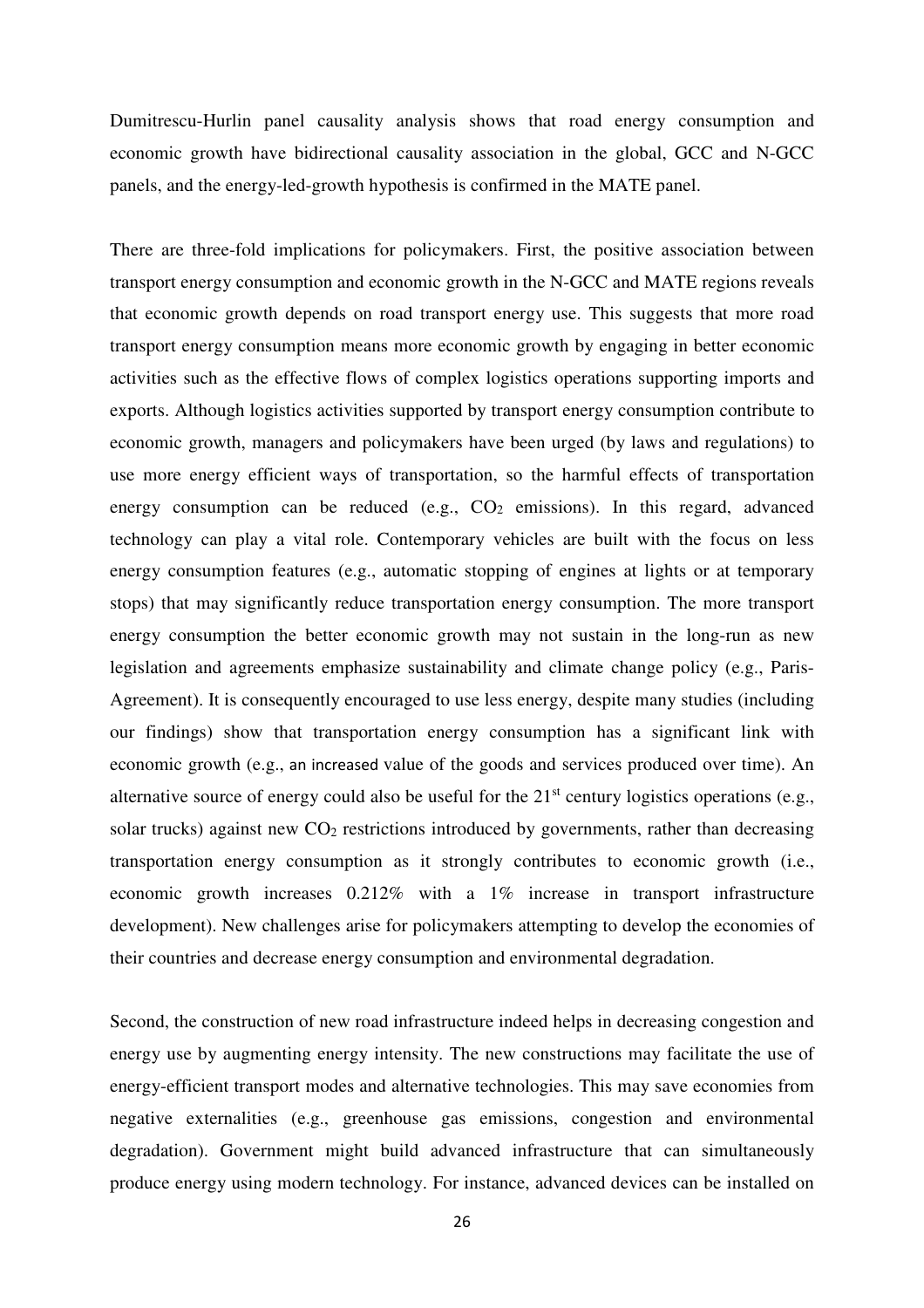Dumitrescu-Hurlin panel causality analysis shows that road energy consumption and economic growth have bidirectional causality association in the global, GCC and N-GCC panels, and the energy-led-growth hypothesis is confirmed in the MATE panel.

There are three-fold implications for policymakers. First, the positive association between transport energy consumption and economic growth in the N-GCC and MATE regions reveals that economic growth depends on road transport energy use. This suggests that more road transport energy consumption means more economic growth by engaging in better economic activities such as the effective flows of complex logistics operations supporting imports and exports. Although logistics activities supported by transport energy consumption contribute to economic growth, managers and policymakers have been urged (by laws and regulations) to use more energy efficient ways of transportation, so the harmful effects of transportation energy consumption can be reduced (e.g., $CO_2$ emissions). In this regard, advanced technology can play a vital role. Contemporary vehicles are built with the focus on less energy consumption features (e.g., automatic stopping of engines at lights or at temporary stops) that may significantly reduce transportation energy consumption. The more transport energy consumption the better economic growth may not sustain in the long-run as new legislation and agreements emphasize sustainability and climate change policy (e.g., Paris-Agreement). It is consequently encouraged to use less energy, despite many studies (including our findings) show that transportation energy consumption has a significant link with economic growth (e.g., an increased value of the goods and services produced over time). An alternative source of energy could also be useful for the 21st century logistics operations (e.g., solar trucks) against new $CO_2$ restrictions introduced by governments, rather than decreasing transportation energy consumption as it strongly contributes to economic growth (i.e., economic growth increases 0.212% with a 1% increase in transport infrastructure development). New challenges arise for policymakers attempting to develop the economies of their countries and decrease energy consumption and environmental degradation.

Second, the construction of new road infrastructure indeed helps in decreasing congestion and energy use by augmenting energy intensity. The new constructions may facilitate the use of energy-efficient transport modes and alternative technologies. This may save economies from negative externalities (e.g., greenhouse gas emissions, congestion and environmental degradation). Government might build advanced infrastructure that can simultaneously produce energy using modern technology. For instance, advanced devices can be installed on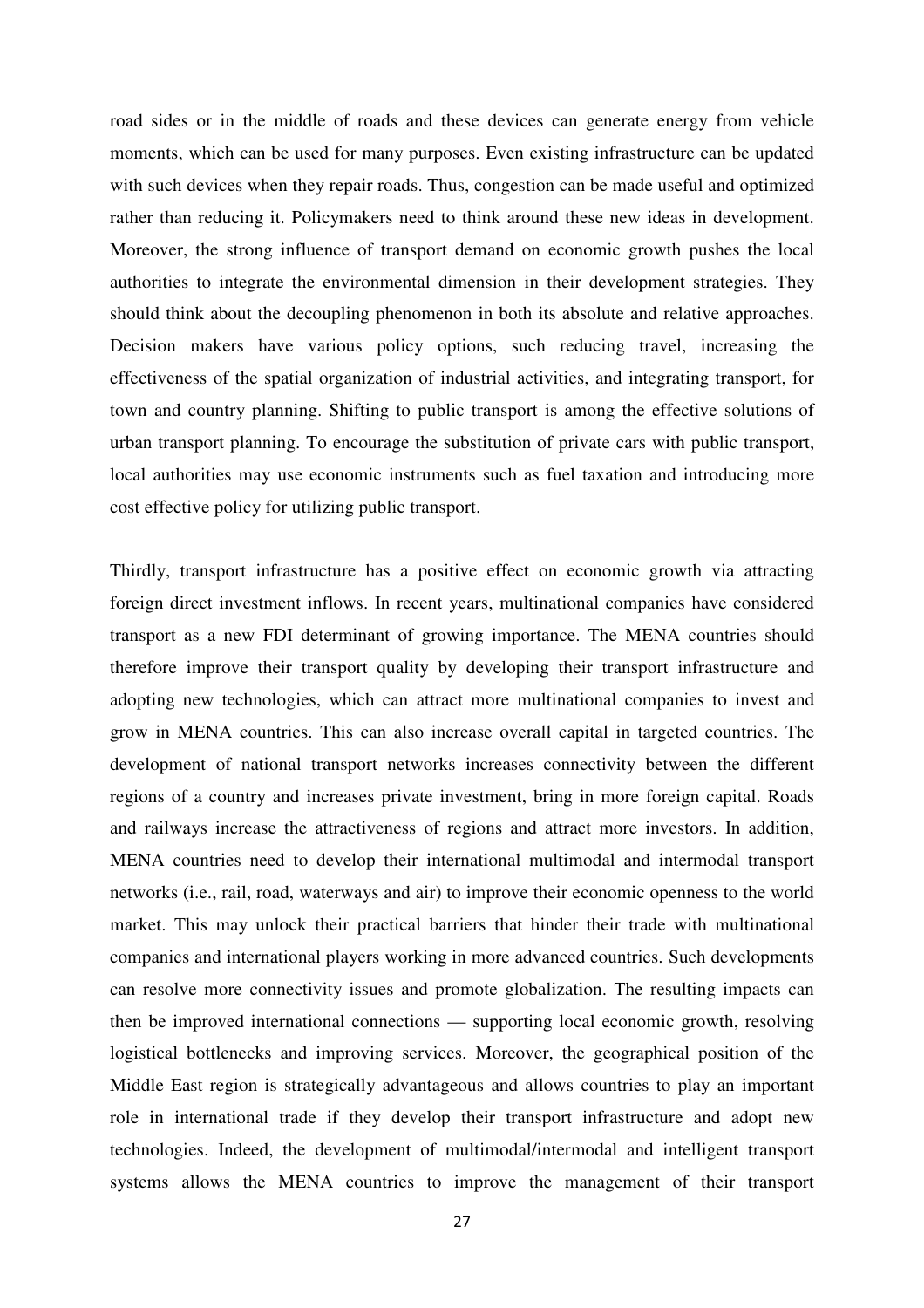road sides or in the middle of roads and these devices can generate energy from vehicle moments, which can be used for many purposes. Even existing infrastructure can be updated with such devices when they repair roads. Thus, congestion can be made useful and optimized rather than reducing it. Policymakers need to think around these new ideas in development. Moreover, the strong influence of transport demand on economic growth pushes the local authorities to integrate the environmental dimension in their development strategies. They should think about the decoupling phenomenon in both its absolute and relative approaches. Decision makers have various policy options, such reducing travel, increasing the effectiveness of the spatial organization of industrial activities, and integrating transport, for town and country planning. Shifting to public transport is among the effective solutions of urban transport planning. To encourage the substitution of private cars with public transport, local authorities may use economic instruments such as fuel taxation and introducing more cost effective policy for utilizing public transport.

Thirdly, transport infrastructure has a positive effect on economic growth via attracting foreign direct investment inflows. In recent years, multinational companies have considered transport as a new FDI determinant of growing importance. The MENA countries should therefore improve their transport quality by developing their transport infrastructure and adopting new technologies, which can attract more multinational companies to invest and grow in MENA countries. This can also increase overall capital in targeted countries. The development of national transport networks increases connectivity between the different regions of a country and increases private investment, bring in more foreign capital. Roads and railways increase the attractiveness of regions and attract more investors. In addition, MENA countries need to develop their international multimodal and intermodal transport networks (i.e., rail, road, waterways and air) to improve their economic openness to the world market. This may unlock their practical barriers that hinder their trade with multinational companies and international players working in more advanced countries. Such developments can resolve more connectivity issues and promote globalization. The resulting impacts can then be improved international connections — supporting local economic growth, resolving logistical bottlenecks and improving services. Moreover, the geographical position of the Middle East region is strategically advantageous and allows countries to play an important role in international trade if they develop their transport infrastructure and adopt new technologies. Indeed, the development of multimodal/intermodal and intelligent transport systems allows the MENA countries to improve the management of their transport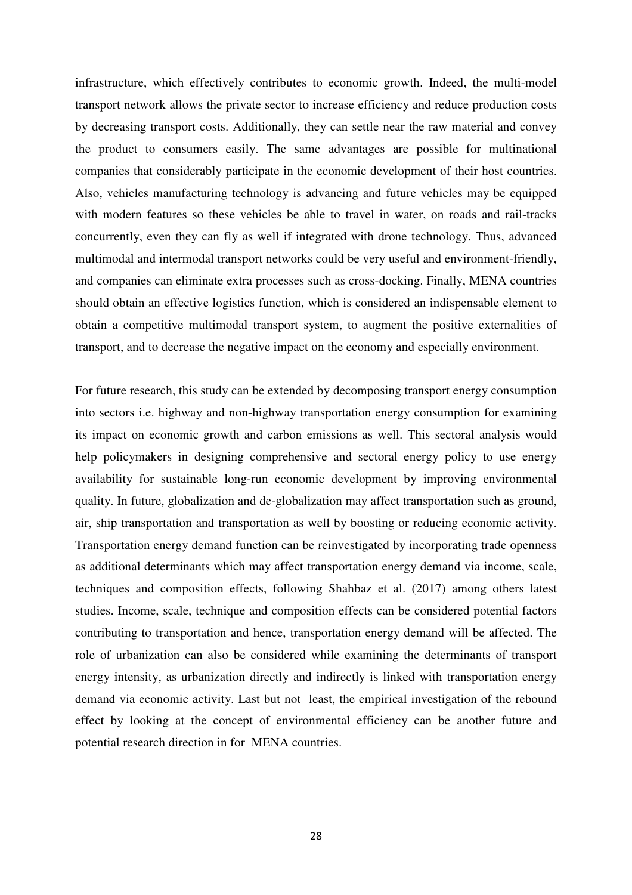infrastructure, which effectively contributes to economic growth. Indeed, the multi-model transport network allows the private sector to increase efficiency and reduce production costs by decreasing transport costs. Additionally, they can settle near the raw material and convey the product to consumers easily. The same advantages are possible for multinational companies that considerably participate in the economic development of their host countries. Also, vehicles manufacturing technology is advancing and future vehicles may be equipped with modern features so these vehicles be able to travel in water, on roads and rail-tracks concurrently, even they can fly as well if integrated with drone technology. Thus, advanced multimodal and intermodal transport networks could be very useful and environment-friendly, and companies can eliminate extra processes such as cross-docking. Finally, MENA countries should obtain an effective logistics function, which is considered an indispensable element to obtain a competitive multimodal transport system, to augment the positive externalities of transport, and to decrease the negative impact on the economy and especially environment.

For future research, this study can be extended by decomposing transport energy consumption into sectors i.e. highway and non-highway transportation energy consumption for examining its impact on economic growth and carbon emissions as well. This sectoral analysis would help policymakers in designing comprehensive and sectoral energy policy to use energy availability for sustainable long-run economic development by improving environmental quality. In future, globalization and de-globalization may affect transportation such as ground, air, ship transportation and transportation as well by boosting or reducing economic activity. Transportation energy demand function can be reinvestigated by incorporating trade openness as additional determinants which may affect transportation energy demand via income, scale, techniques and composition effects, following Shahbaz et al. (2017) among others latest studies. Income, scale, technique and composition effects can be considered potential factors contributing to transportation and hence, transportation energy demand will be affected. The role of urbanization can also be considered while examining the determinants of transport energy intensity, as urbanization directly and indirectly is linked with transportation energy demand via economic activity. Last but not least, the empirical investigation of the rebound effect by looking at the concept of environmental efficiency can be another future and potential research direction in for MENA countries.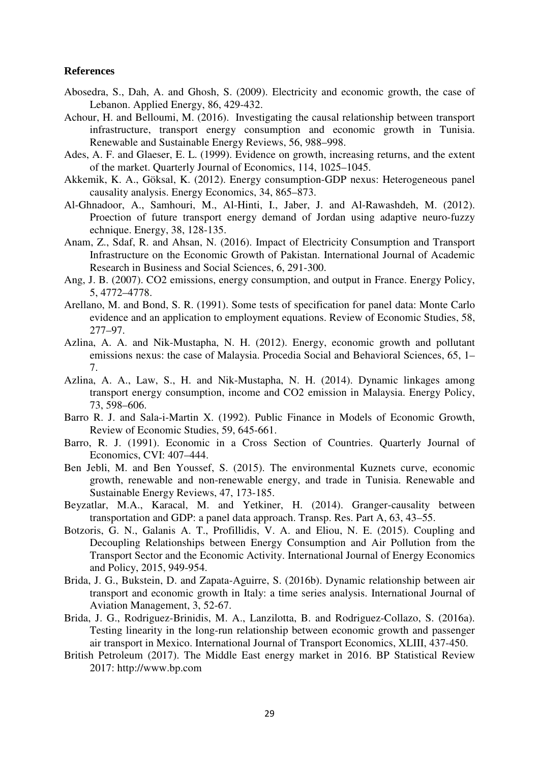## References

Abosedra, S., Dah, A. and Ghosh, S. (2009). Electricity and economic growth, the case of Lebanon. Applied Energy, 86, 429-432.

Achour, H. and Belloumi, M. (2016). Investigating the causal relationship between transport infrastructure, transport energy consumption and economic growth in Tunisia. Renewable and Sustainable Energy Reviews, 56, 988–998.

Ades, A. F. and Glaeser, E. L. (1999). Evidence on growth, increasing returns, and the extent of the market. Quarterly Journal of Economics, 114, 1025–1045.

Akkemik, K. A., Göksal, K. (2012). Energy consumption-GDP nexus: Heterogeneous panel causality analysis. Energy Economics, 34, 865–873.

Al-Ghnadoor, A., Samhouri, M., Al-Hinti, I., Jaber, J. and Al-Rawashdeh, M. (2012). Proection of future transport energy demand of Jordan using adaptive neuro-fuzzy echnique. Energy, 38, 128-135.

Anam, Z., Sdaf, R. and Ahsan, N. (2016). Impact of Electricity Consumption and Transport Infrastructure on the Economic Growth of Pakistan. International Journal of Academic Research in Business and Social Sciences, 6, 291-300.

Ang, J. B. (2007). CO2 emissions, energy consumption, and output in France. Energy Policy, 5, 4772–4778.

Arellano, M. and Bond, S. R. (1991). Some tests of specification for panel data: Monte Carlo evidence and an application to employment equations. Review of Economic Studies, 58, 277–97.

Azlina, A. A. and Nik-Mustapha, N. H. (2012). Energy, economic growth and pollutant emissions nexus: the case of Malaysia. Procedia Social and Behavioral Sciences, 65, 1–7.

Azlina, A. A., Law, S., H. and Nik-Mustapha, N. H. (2014). Dynamic linkages among transport energy consumption, income and CO2 emission in Malaysia. Energy Policy, 73, 598–606.

Barro R. J. and Sala-i-Martin X. (1992). Public Finance in Models of Economic Growth, Review of Economic Studies, 59, 645-661.

Barro, R. J. (1991). Economic in a Cross Section of Countries. Quarterly Journal of Economics, CVI: 407–444.

Ben Jebli, M. and Ben Youssef, S. (2015). The environmental Kuznets curve, economic growth, renewable and non-renewable energy, and trade in Tunisia. Renewable and Sustainable Energy Reviews, 47, 173-185.

Beyzatlar, M.A., Karacal, M. and Yetkiner, H. (2014). Granger-causality between transportation and GDP: a panel data approach. Transp. Res. Part A, 63, 43–55.

Botzoris, G. N., Galanis A. T., Profillidis, V. A. and Eliou, N. E. (2015). Coupling and Decoupling Relationships between Energy Consumption and Air Pollution from the Transport Sector and the Economic Activity. International Journal of Energy Economics and Policy, 2015, 949-954.

Brida, J. G., Bukstein, D. and Zapata-Aguirre, S. (2016b). Dynamic relationship between air transport and economic growth in Italy: a time series analysis. International Journal of Aviation Management, 3, 52-67.

Brida, J. G., Rodriguez-Brinidis, M. A., Lanzilotta, B. and Rodriguez-Collazo, S. (2016a). Testing linearity in the long-run relationship between economic growth and passenger air transport in Mexico. International Journal of Transport Economics, XLIII, 437-450.

British Petroleum (2017). The Middle East energy market in 2016. BP Statistical Review 2017: http://www.bp.com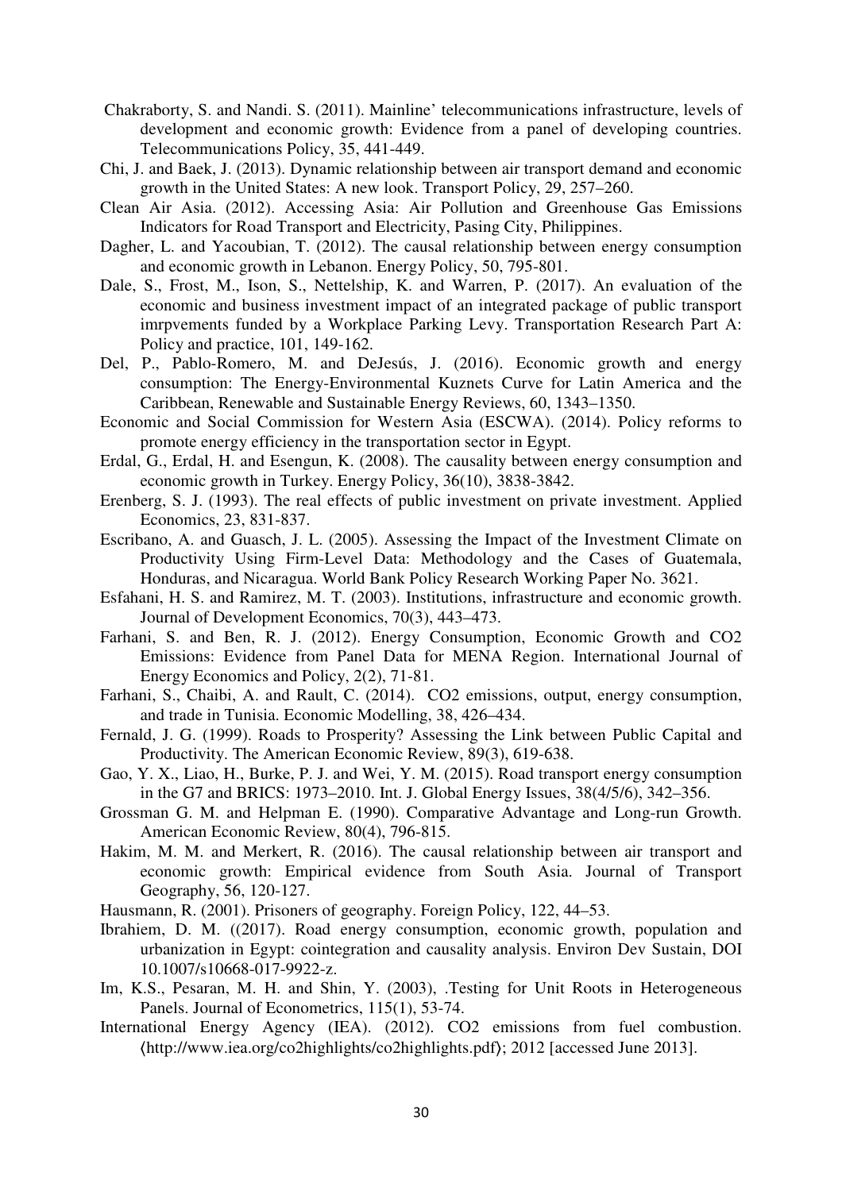Chakraborty, S. and Nandi. S. (2011). Mainline' telecommunications infrastructure, levels of development and economic growth: Evidence from a panel of developing countries. Telecommunications Policy, 35, 441-449.

Chi, J. and Baek, J. (2013). Dynamic relationship between air transport demand and economic growth in the United States: A new look. Transport Policy, 29, 257–260.

Clean Air Asia. (2012). Accessing Asia: Air Pollution and Greenhouse Gas Emissions Indicators for Road Transport and Electricity, Pasing City, Philippines.

Dagher, L. and Yacoubian, T. (2012). The causal relationship between energy consumption and economic growth in Lebanon. Energy Policy, 50, 795-801.

Dale, S., Frost, M., Ison, S., Nettelship, K. and Warren, P. (2017). An evaluation of the economic and business investment impact of an integrated package of public transport imrpvements funded by a Workplace Parking Levy. Transportation Research Part A: Policy and practice, 101, 149-162.

Del, P., Pablo-Romero, M. and DeJesús, J. (2016). Economic growth and energy consumption: The Energy-Environmental Kuznets Curve for Latin America and the Caribbean, Renewable and Sustainable Energy Reviews, 60, 1343–1350.

Economic and Social Commission for Western Asia (ESCWA). (2014). Policy reforms to promote energy efficiency in the transportation sector in Egypt.

Erdal, G., Erdal, H. and Esengun, K. (2008). The causality between energy consumption and economic growth in Turkey. Energy Policy, 36(10), 3838-3842.

Erenberg, S. J. (1993). The real effects of public investment on private investment. Applied Economics, 23, 831-837.

Escribano, A. and Guasch, J. L. (2005). Assessing the Impact of the Investment Climate on Productivity Using Firm-Level Data: Methodology and the Cases of Guatemala, Honduras, and Nicaragua. World Bank Policy Research Working Paper No. 3621.

Esfahani, H. S. and Ramirez, M. T. (2003). Institutions, infrastructure and economic growth. Journal of Development Economics, 70(3), 443–473.

Farhani, S. and Ben, R. J. (2012). Energy Consumption, Economic Growth and CO2 Emissions: Evidence from Panel Data for MENA Region. International Journal of Energy Economics and Policy, 2(2), 71-81.

Farhani, S., Chaibi, A. and Rault, C. (2014). CO2 emissions, output, energy consumption, and trade in Tunisia. Economic Modelling, 38, 426–434.

Fernald, J. G. (1999). Roads to Prosperity? Assessing the Link between Public Capital and Productivity. The American Economic Review, 89(3), 619-638.

Gao, Y. X., Liao, H., Burke, P. J. and Wei, Y. M. (2015). Road transport energy consumption in the G7 and BRICS: 1973–2010. Int. J. Global Energy Issues, 38(4/5/6), 342–356.

Grossman G. M. and Helpman E. (1990). Comparative Advantage and Long-run Growth. American Economic Review, 80(4), 796-815.

Hakim, M. M. and Merkert, R. (2016). The causal relationship between air transport and economic growth: Empirical evidence from South Asia. Journal of Transport Geography, 56, 120-127.

Hausmann, R. (2001). Prisoners of geography. Foreign Policy, 122, 44–53.

Ibrahiem, D. M. ((2017). Road energy consumption, economic growth, population and urbanization in Egypt: cointegration and causality analysis. Environ Dev Sustain, DOI 10.1007/s10668-017-9922-z.

Im, K.S., Pesaran, M. H. and Shin, Y. (2003), .Testing for Unit Roots in Heterogeneous Panels. Journal of Econometrics, 115(1), 53-74.

International Energy Agency (IEA). (2012). CO2 emissions from fuel combustion. ⟨http://www.iea.org/co2highlights/co2highlights.pdf⟩; 2012 [accessed June 2013].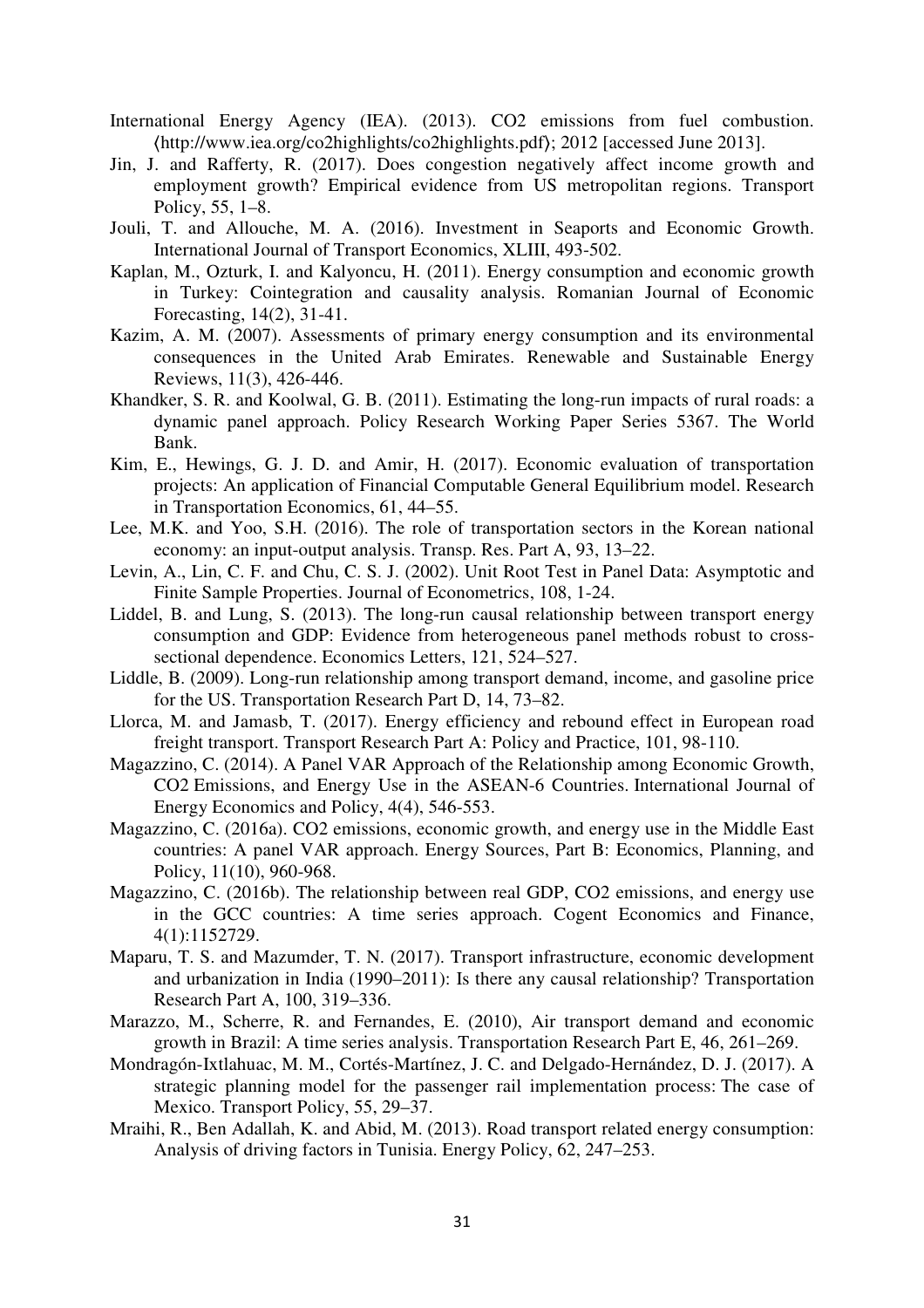International Energy Agency (IEA). (2013). CO2 emissions from fuel combustion. ⟨http://www.iea.org/co2highlights/co2highlights.pdf⟩; 2012 [accessed June 2013].

Jin, J. and Rafferty, R. (2017). Does congestion negatively affect income growth and employment growth? Empirical evidence from US metropolitan regions. Transport Policy, 55, 1–8.

Jouli, T. and Allouche, M. A. (2016). Investment in Seaports and Economic Growth. International Journal of Transport Economics, XLIII, 493-502.

Kaplan, M., Ozturk, I. and Kalyoncu, H. (2011). Energy consumption and economic growth in Turkey: Cointegration and causality analysis. Romanian Journal of Economic Forecasting, 14(2), 31-41.

Kazim, A. M. (2007). Assessments of primary energy consumption and its environmental consequences in the United Arab Emirates. Renewable and Sustainable Energy Reviews, 11(3), 426-446.

Khandker, S. R. and Koolwal, G. B. (2011). Estimating the long-run impacts of rural roads: a dynamic panel approach. Policy Research Working Paper Series 5367. The World Bank.

Kim, E., Hewings, G. J. D. and Amir, H. (2017). Economic evaluation of transportation projects: An application of Financial Computable General Equilibrium model. Research in Transportation Economics, 61, 44–55.

Lee, M.K. and Yoo, S.H. (2016). The role of transportation sectors in the Korean national economy: an input-output analysis. Transp. Res. Part A, 93, 13–22.

Levin, A., Lin, C. F. and Chu, C. S. J. (2002). Unit Root Test in Panel Data: Asymptotic and Finite Sample Properties. Journal of Econometrics, 108, 1-24.

Liddel, B. and Lung, S. (2013). The long-run causal relationship between transport energy consumption and GDP: Evidence from heterogeneous panel methods robust to cross-sectional dependence. Economics Letters, 121, 524–527.

Liddle, B. (2009). Long-run relationship among transport demand, income, and gasoline price for the US. Transportation Research Part D, 14, 73–82.

Llorca, M. and Jamasb, T. (2017). Energy efficiency and rebound effect in European road freight transport. Transport Research Part A: Policy and Practice, 101, 98-110.

Magazzino, C. (2014). A Panel VAR Approach of the Relationship among Economic Growth, CO2 Emissions, and Energy Use in the ASEAN-6 Countries. International Journal of Energy Economics and Policy, 4(4), 546-553.

Magazzino, C. (2016a). CO2 emissions, economic growth, and energy use in the Middle East countries: A panel VAR approach. Energy Sources, Part B: Economics, Planning, and Policy, 11(10), 960-968.

Magazzino, C. (2016b). The relationship between real GDP, CO2 emissions, and energy use in the GCC countries: A time series approach. Cogent Economics and Finance, 4(1):1152729.

Maparu, T. S. and Mazumder, T. N. (2017). Transport infrastructure, economic development and urbanization in India (1990–2011): Is there any causal relationship? Transportation Research Part A, 100, 319–336.

Marazzo, M., Scherre, R. and Fernandes, E. (2010), Air transport demand and economic growth in Brazil: A time series analysis. Transportation Research Part E, 46, 261–269.

Mondragón-Ixtlahuac, M. M., Cortés-Martínez, J. C. and Delgado-Hernández, D. J. (2017). A strategic planning model for the passenger rail implementation process: The case of Mexico. Transport Policy, 55, 29–37.

Mraihi, R., Ben Adallah, K. and Abid, M. (2013). Road transport related energy consumption: Analysis of driving factors in Tunisia. Energy Policy, 62, 247–253.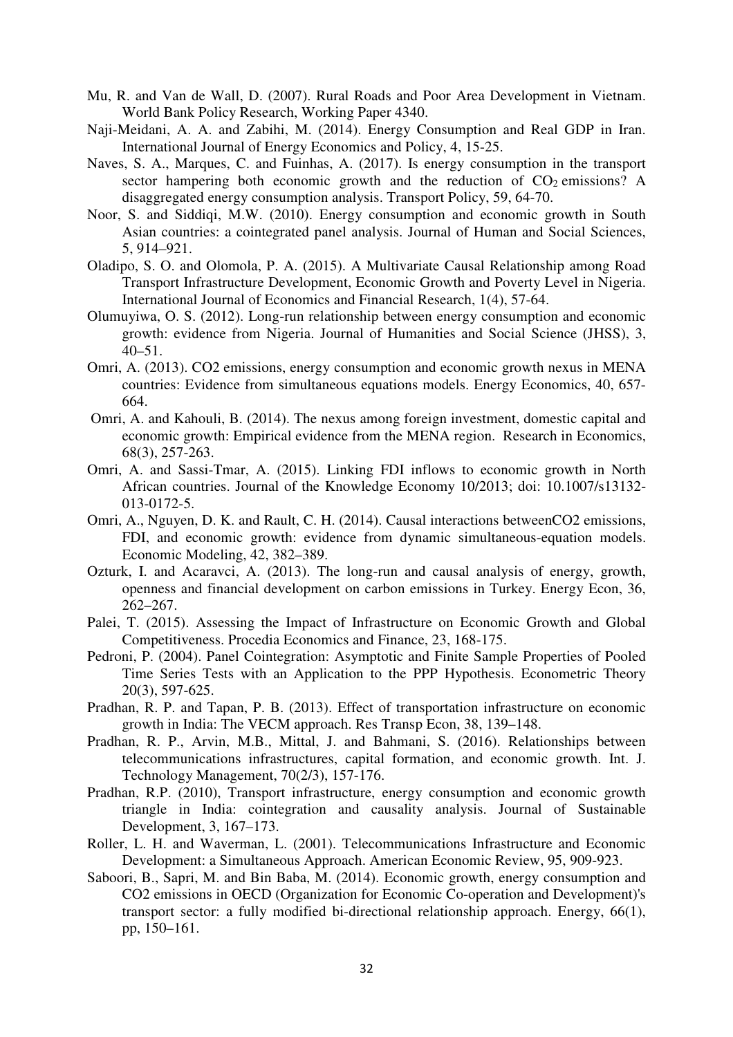Mu, R. and Van de Wall, D. (2007). Rural Roads and Poor Area Development in Vietnam. World Bank Policy Research, Working Paper 4340.

Naji-Meidani, A. A. and Zabihi, M. (2014). Energy Consumption and Real GDP in Iran. International Journal of Energy Economics and Policy, 4, 15-25.

Naves, S. A., Marques, C. and Fuinhas, A. (2017). Is energy consumption in the transport sector hampering both economic growth and the reduction of $CO_2$ emissions? A disaggregated energy consumption analysis. Transport Policy, 59, 64-70.

Noor, S. and Siddiqi, M.W. (2010). Energy consumption and economic growth in South Asian countries: a cointegrated panel analysis. Journal of Human and Social Sciences, 5, 914–921.

Oladipo, S. O. and Olomola, P. A. (2015). A Multivariate Causal Relationship among Road Transport Infrastructure Development, Economic Growth and Poverty Level in Nigeria. International Journal of Economics and Financial Research, 1(4), 57-64.

Olumuyiwa, O. S. (2012). Long-run relationship between energy consumption and economic growth: evidence from Nigeria. Journal of Humanities and Social Science (JHSS), 3, 40–51.

Omri, A. (2013). CO2 emissions, energy consumption and economic growth nexus in MENA countries: Evidence from simultaneous equations models. Energy Economics, 40, 657-664.

Omri, A. and Kahouli, B. (2014). The nexus among foreign investment, domestic capital and economic growth: Empirical evidence from the MENA region. Research in Economics, 68(3), 257-263.

Omri, A. and Sassi-Tmar, A. (2015). Linking FDI inflows to economic growth in North African countries. Journal of the Knowledge Economy 10/2013; doi: 10.1007/s13132-013-0172-5.

Omri, A., Nguyen, D. K. and Rault, C. H. (2014). Causal interactions betweenCO2 emissions, FDI, and economic growth: evidence from dynamic simultaneous-equation models. Economic Modeling, 42, 382–389.

Ozturk, I. and Acaravci, A. (2013). The long-run and causal analysis of energy, growth, openness and financial development on carbon emissions in Turkey. Energy Econ, 36, 262–267.

Palei, T. (2015). Assessing the Impact of Infrastructure on Economic Growth and Global Competitiveness. Procedia Economics and Finance, 23, 168-175.

Pedroni, P. (2004). Panel Cointegration: Asymptotic and Finite Sample Properties of Pooled Time Series Tests with an Application to the PPP Hypothesis. Econometric Theory 20(3), 597-625.

Pradhan, R. P. and Tapan, P. B. (2013). Effect of transportation infrastructure on economic growth in India: The VECM approach. Res Transp Econ, 38, 139–148.

Pradhan, R. P., Arvin, M.B., Mittal, J. and Bahmani, S. (2016). Relationships between telecommunications infrastructures, capital formation, and economic growth. Int. J. Technology Management, 70(2/3), 157-176.

Pradhan, R.P. (2010), Transport infrastructure, energy consumption and economic growth triangle in India: cointegration and causality analysis. Journal of Sustainable Development, 3, 167–173.

Roller, L. H. and Waverman, L. (2001). Telecommunications Infrastructure and Economic Development: a Simultaneous Approach. American Economic Review, 95, 909-923.

Saboori, B., Sapri, M. and Bin Baba, M. (2014). Economic growth, energy consumption and CO2 emissions in OECD (Organization for Economic Co-operation and Development)'s transport sector: a fully modified bi-directional relationship approach. Energy, 66(1), pp, 150–161.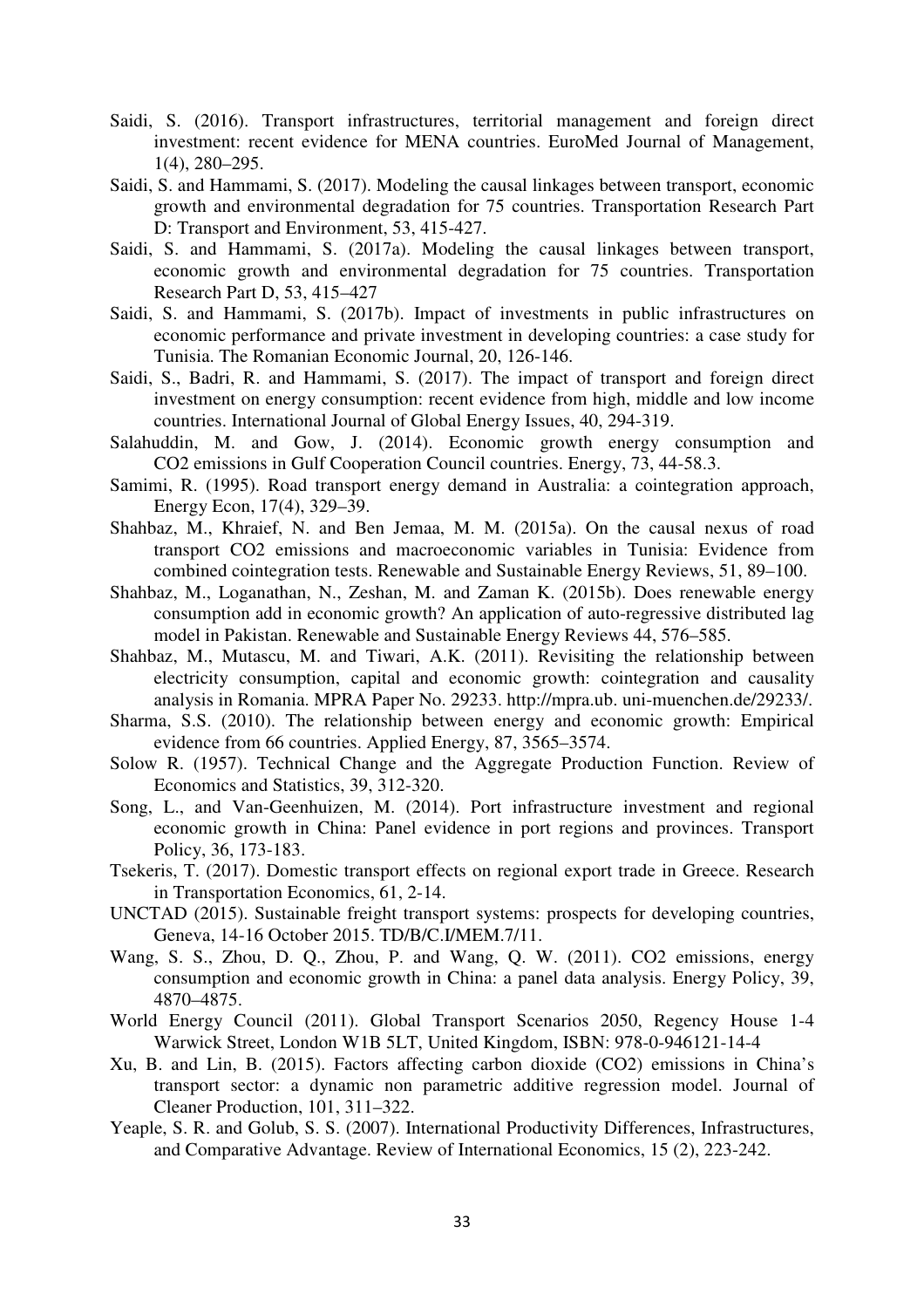Saidi, S. (2016). Transport infrastructures, territorial management and foreign direct investment: recent evidence for MENA countries. EuroMed Journal of Management, 1(4), 280–295.

Saidi, S. and Hammami, S. (2017). Modeling the causal linkages between transport, economic growth and environmental degradation for 75 countries. Transportation Research Part D: Transport and Environment, 53, 415-427.

Saidi, S. and Hammami, S. (2017a). Modeling the causal linkages between transport, economic growth and environmental degradation for 75 countries. Transportation Research Part D, 53, 415–427

Saidi, S. and Hammami, S. (2017b). Impact of investments in public infrastructures on economic performance and private investment in developing countries: a case study for Tunisia. The Romanian Economic Journal, 20, 126-146.

Saidi, S., Badri, R. and Hammami, S. (2017). The impact of transport and foreign direct investment on energy consumption: recent evidence from high, middle and low income countries. International Journal of Global Energy Issues, 40, 294-319.

Salahuddin, M. and Gow, J. (2014). Economic growth energy consumption and CO2 emissions in Gulf Cooperation Council countries. Energy, 73, 44-58.3.

Samimi, R. (1995). Road transport energy demand in Australia: a cointegration approach, Energy Econ, 17(4), 329–39.

Shahbaz, M., Khraief, N. and Ben Jemaa, M. M. (2015a). On the causal nexus of road transport CO2 emissions and macroeconomic variables in Tunisia: Evidence from combined cointegration tests. Renewable and Sustainable Energy Reviews, 51, 89–100.

Shahbaz, M., Loganathan, N., Zeshan, M. and Zaman K. (2015b). Does renewable energy consumption add in economic growth? An application of auto-regressive distributed lag model in Pakistan. Renewable and Sustainable Energy Reviews 44, 576–585.

Shahbaz, M., Mutascu, M. and Tiwari, A.K. (2011). Revisiting the relationship between electricity consumption, capital and economic growth: cointegration and causality analysis in Romania. MPRA Paper No. 29233. http://mpra.ub. uni-muenchen.de/29233/.

Sharma, S.S. (2010). The relationship between energy and economic growth: Empirical evidence from 66 countries. Applied Energy, 87, 3565–3574.

Solow R. (1957). Technical Change and the Aggregate Production Function. Review of Economics and Statistics, 39, 312-320.

Song, L., and Van-Geenhuizen, M. (2014). Port infrastructure investment and regional economic growth in China: Panel evidence in port regions and provinces. Transport Policy, 36, 173-183.

Tsekeris, T. (2017). Domestic transport effects on regional export trade in Greece. Research in Transportation Economics, 61, 2-14.

UNCTAD (2015). Sustainable freight transport systems: prospects for developing countries, Geneva, 14-16 October 2015. TD/B/C.I/MEM.7/11.

Wang, S. S., Zhou, D. Q., Zhou, P. and Wang, Q. W. (2011). CO2 emissions, energy consumption and economic growth in China: a panel data analysis. Energy Policy, 39, 4870–4875.

World Energy Council (2011). Global Transport Scenarios 2050, Regency House 1-4 Warwick Street, London W1B 5LT, United Kingdom, ISBN: 978-0-946121-14-4

Xu, B. and Lin, B. (2015). Factors affecting carbon dioxide (CO2) emissions in China's transport sector: a dynamic non parametric additive regression model. Journal of Cleaner Production, 101, 311–322.

Yeaple, S. R. and Golub, S. S. (2007). International Productivity Differences, Infrastructures, and Comparative Advantage. Review of International Economics, 15 (2), 223-242.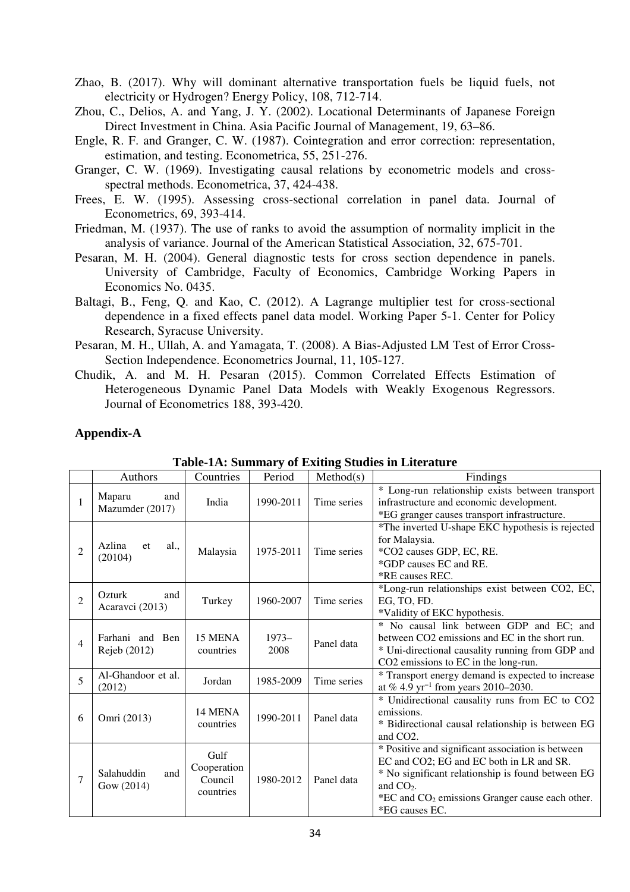Zhao, B. (2017). Why will dominant alternative transportation fuels be liquid fuels, not electricity or Hydrogen? Energy Policy, 108, 712-714.

Zhou, C., Delios, A. and Yang, J. Y. (2002). Locational Determinants of Japanese Foreign Direct Investment in China. Asia Pacific Journal of Management, 19, 63–86.

Engle, R. F. and Granger, C. W. (1987). Cointegration and error correction: representation, estimation, and testing. Econometrica, 55, 251-276.

Granger, C. W. (1969). Investigating causal relations by econometric models and cross-spectral methods. Econometrica, 37, 424-438.

Frees, E. W. (1995). Assessing cross-sectional correlation in panel data. Journal of Econometrics, 69, 393-414.

Friedman, M. (1937). The use of ranks to avoid the assumption of normality implicit in the analysis of variance. Journal of the American Statistical Association, 32, 675-701.

Pesaran, M. H. (2004). General diagnostic tests for cross section dependence in panels. University of Cambridge, Faculty of Economics, Cambridge Working Papers in Economics No. 0435.

Baltagi, B., Feng, Q. and Kao, C. (2012). A Lagrange multiplier test for cross-sectional dependence in a fixed effects panel data model. Working Paper 5-1. Center for Policy Research, Syracuse University.

Pesaran, M. H., Ullah, A. and Yamagata, T. (2008). A Bias-Adjusted LM Test of Error Cross-Section Independence. Econometrics Journal, 11, 105-127.

Chudik, A. and M. H. Pesaran (2015). Common Correlated Effects Estimation of Heterogeneous Dynamic Panel Data Models with Weakly Exogenous Regressors. Journal of Econometrics 188, 393-420.

## Appendix-A

**Table-1A: Summary of Exiting Studies in Literature**

| | Authors | Countries | Period | Method(s) | Findings |
|---|---|---|---|---|---|
| 1 | Maparu and Mazumder (2017) | India | 1990-2011 | Time series | * Long-run relationship exists between transport infrastructure and economic development. *EG granger causes transport infrastructure. |
| 2 | Azlina et al., (20104) | Malaysia | 1975-2011 | Time series | *The inverted U-shape EKC hypothesis is rejected for Malaysia. *CO2 causes GDP, EC, RE. *GDP causes EC and RE. *RE causes REC. |
| 2 | Ozturk and Acaravci (2013) | Turkey | 1960-2007 | Time series | *Long-run relationships exist between CO2, EC, EG, TO, FD. *Validity of EKC hypothesis. |
| 4 | Farhani and Ben Rejeb (2012) | 15 MENA countries | 1973–2008 | Panel data | * No causal link between GDP and EC; and between CO2 emissions and EC in the short run. * Uni-directional causality running from GDP and CO2 emissions to EC in the long-run. |
| 5 | Al-Ghandoor et al. (2012) | Jordan | 1985-2009 | Time series | * Transport energy demand is expected to increase at % 4.9 $yr^{-1}$ from years 2010–2030. |
| 6 | Omri (2013) | 14 MENA countries | 1990-2011 | Panel data | * Unidirectional causality runs from EC to CO2 emissions. * Bidirectional causal relationship is between EG and CO2. |
| 7 | Salahuddin and Gow (2014) | Gulf Cooperation Council countries | 1980-2012 | Panel data | * Positive and significant association is between EC and CO2; EG and EC both in LR and SR. * No significant relationship is found between EG and $CO_2$. *EC and $CO_2$ emissions Granger cause each other. *EG causes EC. |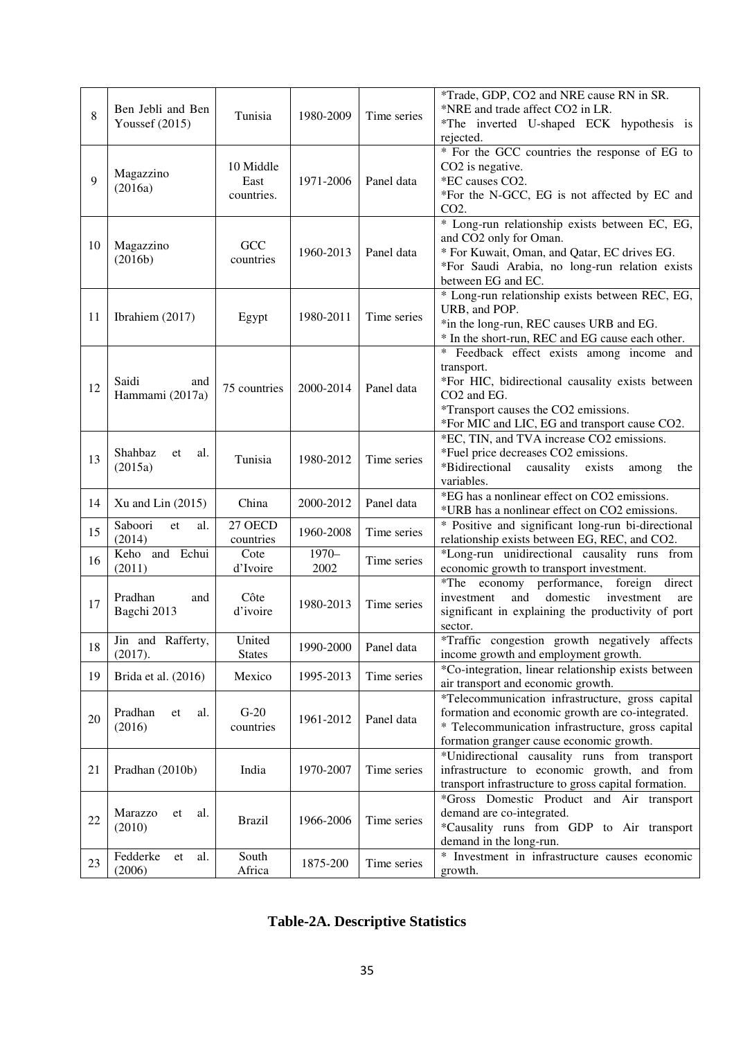| 8 | Ben Jebli and Ben Youssef (2015) | Tunisia | 1980-2009 | Time series | *Trade, GDP, $CO_2$ and NRE cause RN in SR. *NRE and trade affect $CO_2$ in LR. *The inverted U-shaped ECK hypothesis is rejected. |
|---|---|---|---|---|---|
| 9 | Magazzino (2016a) | 10 Middle East countries. | 1971-2006 | Panel data | * For the GCC countries the response of EG to $CO_2$ is negative. *EC causes $CO_2$. *For the N-GCC, EG is not affected by EC and $CO_2$. |
| 10 | Magazzino (2016b) | GCC countries | 1960-2013 | Panel data | * Long-run relationship exists between EC, EG, and $CO_2$ only for Oman. * For Kuwait, Oman, and Qatar, EC drives EG. *For Saudi Arabia, no long-run relation exists between EG and EC. |
| 11 | Ibrahiem (2017) | Egypt | 1980-2011 | Time series | * Long-run relationship exists between REC, EG, URB, and POP. *in the long-run, REC causes URB and EG. * In the short-run, REC and EG cause each other. |
| 12 | Saidi and Hammami (2017a) | 75 countries | 2000-2014 | Panel data | * Feedback effect exists among income and transport. *For HIC, bidirectional causality exists between $CO_2$ and EG. *Transport causes the $CO_2$ emissions. *For MIC and LIC, EG and transport cause $CO_2$. |
| 13 | Shahbaz et al. (2015a) | Tunisia | 1980-2012 | Time series | *EC, TIN, and TVA increase $CO_2$ emissions. *Fuel price decreases $CO_2$ emissions. *Bidirectional causality exists among the variables. |
| 14 | Xu and Lin (2015) | China | 2000-2012 | Panel data | *EG has a nonlinear effect on $CO_2$ emissions. *URB has a nonlinear effect on $CO_2$ emissions. |
| 15 | Saboori et al. (2014) | 27 OECD countries | 1960-2008 | Time series | * Positive and significant long-run bi-directional relationship exists between EG, REC, and $CO_2$. |
| 16 | Keho and Echui (2011) | Cote d'Ivoire | 1970–2002 | Time series | *Long-run unidirectional causality runs from economic growth to transport investment. |
| 17 | Pradhan and Bagchi 2013 | Côte d'ivoire | 1980-2013 | Time series | *The economy performance, foreign direct investment and domestic investment are significant in explaining the productivity of port sector. |
| 18 | Jin and Rafferty, (2017). | United States | 1990-2000 | Panel data | *Traffic congestion growth negatively affects income growth and employment growth. |
| 19 | Brida et al. (2016) | Mexico | 1995-2013 | Time series | *Co-integration, linear relationship exists between air transport and economic growth. |
| 20 | Pradhan et al. (2016) | G-20 countries | 1961-2012 | Panel data | *Telecommunication infrastructure, gross capital formation and economic growth are co-integrated. * Telecommunication infrastructure, gross capital formation granger cause economic growth. |
| 21 | Pradhan (2010b) | India | 1970-2007 | Time series | *Unidirectional causality runs from transport infrastructure to economic growth, and from transport infrastructure to gross capital formation. |
| 22 | Marazzo et al. (2010) | Brazil | 1966-2006 | Time series | *Gross Domestic Product and Air transport demand are co-integrated. *Causality runs from GDP to Air transport demand in the long-run. |
| 23 | Fedderke et al. (2006) | South Africa | 1875-200 | Time series | * Investment in infrastructure causes economic growth. |

**Table-2A. Descriptive Statistics**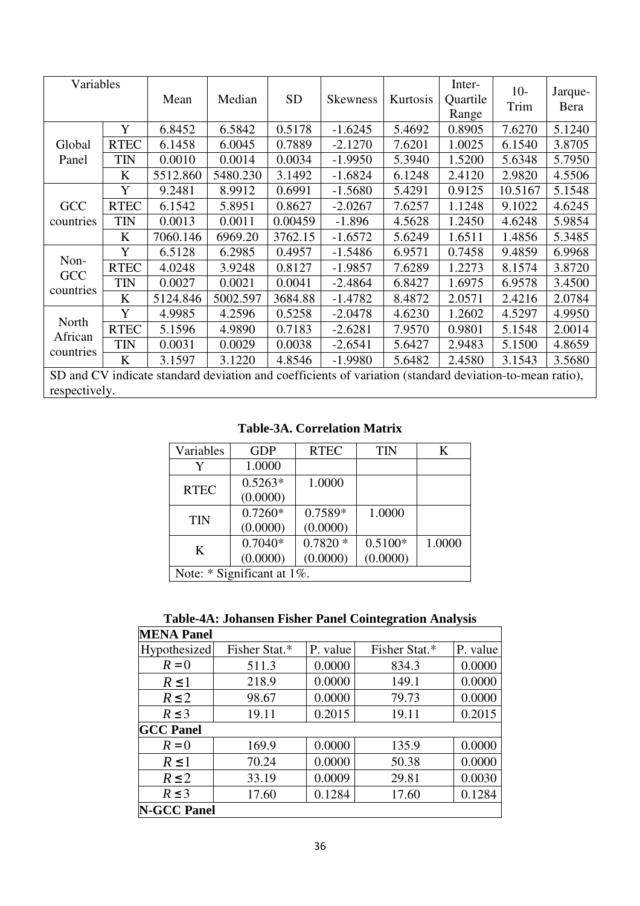| Variables | | Mean | Median | SD | Skewness | Kurtosis | Inter-Quartile Range | 10-Trim | Jarque-Bera |
|---|---|---|---|---|---|---|---|---|---|
| Global Panel | Y | 6.8452 | 6.5842 | 0.5178 | -1.6245 | 5.4692 | 0.8905 | 7.6270 | 5.1240 |
| | RTEC | 6.1458 | 6.0045 | 0.7889 | -2.1270 | 7.6201 | 1.0025 | 6.1540 | 3.8705 |
| | TIN | 0.0010 | 0.0014 | 0.0034 | -1.9950 | 5.3940 | 1.5200 | 5.6348 | 5.7950 |
| | K | 5512.860 | 5480.230 | 3.1492 | -1.6824 | 6.1248 | 2.4120 | 2.9820 | 4.5506 |
| GCC countries | Y | 9.2481 | 8.9912 | 0.6991 | -1.5680 | 5.4291 | 0.9125 | 10.5167 | 5.1548 |
| | RTEC | 6.1542 | 5.8951 | 0.8627 | -2.0267 | 7.6257 | 1.1248 | 9.1022 | 4.6245 |
| | TIN | 0.0013 | 0.0011 | 0.00459 | -1.896 | 4.5628 | 1.2450 | 4.6248 | 5.9854 |
| | K | 7060.146 | 6969.20 | 3762.15 | -1.6572 | 5.6249 | 1.6511 | 1.4856 | 5.3485 |
| Non-GCC countries | Y | 6.5128 | 6.2985 | 0.4957 | -1.5486 | 6.9571 | 0.7458 | 9.4859 | 6.9968 |
| | RTEC | 4.0248 | 3.9248 | 0.8127 | -1.9857 | 7.6289 | 1.2273 | 8.1574 | 3.8720 |
| | TIN | 0.0027 | 0.0021 | 0.0041 | -2.4864 | 6.8427 | 1.6975 | 6.9578 | 3.4500 |
| | K | 5124.846 | 5002.597 | 3684.88 | -1.4782 | 8.4872 | 2.0571 | 2.4216 | 2.0784 |
| North African countries | Y | 4.9985 | 4.2596 | 0.5258 | -2.0478 | 4.6230 | 1.2602 | 4.5297 | 4.9950 |
| | RTEC | 5.1596 | 4.9890 | 0.7183 | -2.6281 | 7.9570 | 0.9801 | 5.1548 | 2.0014 |
| | TIN | 0.0031 | 0.0029 | 0.0038 | -2.6541 | 5.6427 | 2.9483 | 5.1500 | 4.8659 |
| | K | 3.1597 | 3.1220 | 4.8546 | -1.9980 | 5.6482 | 2.4580 | 3.1543 | 3.5680 |

SD and CV indicate standard deviation and coefficients of variation (standard deviation-to-mean ratio), respectively.

**Table-3A. Correlation Matrix**

| Variables | GDP | RTEC | TIN | K |
|---|---|---|---|---|
| Y | 1.0000 | | | |
| RTEC | 0.5263* (0.0000) | 1.0000 | | |
| TIN | 0.7260* (0.0000) | 0.7589* (0.0000) | 1.0000 | |
| K | 0.7040* (0.0000) | 0.7820 * (0.0000) | 0.5100* (0.0000) | 1.0000 |

Note: * Significant at 1%.

**Table-4A: Johansen Fisher Panel Cointegration Analysis**

| Hypothesized | Fisher Stat.* | P. value | Fisher Stat.* | P. value |
|---|---|---|---|---|
| **MENA Panel** | | | | |
| $R = 0$ | 511.3 | 0.0000 | 834.3 | 0.0000 |
| $R \leq 1$ | 218.9 | 0.0000 | 149.1 | 0.0000 |
| $R \leq 2$ | 98.67 | 0.0000 | 79.73 | 0.0000 |
| $R \leq 3$ | 19.11 | 0.2015 | 19.11 | 0.2015 |
| **GCC Panel** | | | | |
| $R = 0$ | 169.9 | 0.0000 | 135.9 | 0.0000 |
| $R \leq 1$ | 70.24 | 0.0000 | 50.38 | 0.0000 |
| $R \leq 2$ | 33.19 | 0.0009 | 29.81 | 0.0030 |
| $R \leq 3$ | 17.60 | 0.1284 | 17.60 | 0.1284 |
| **N-GCC Panel** | | | | |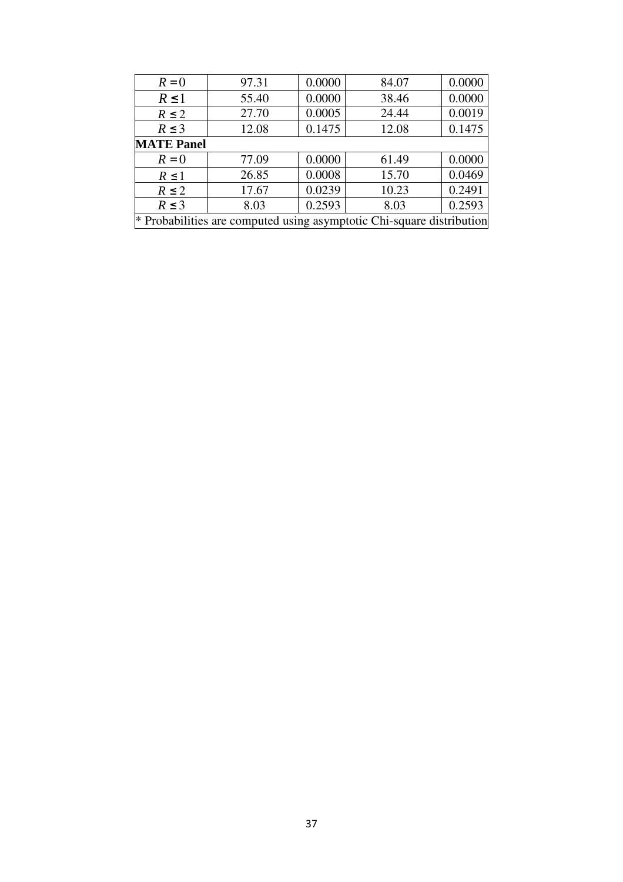| | | | | |
|---|---|---|---|---|
| $R = 0$ | 97.31 | 0.0000 | 84.07 | 0.0000 |
| $R \leq 1$ | 55.40 | 0.0000 | 38.46 | 0.0000 |
| $R \leq 2$ | 27.70 | 0.0005 | 24.44 | 0.0019 |
| $R \leq 3$ | 12.08 | 0.1475 | 12.08 | 0.1475 |
| **MATE Panel** | | | | |
| $R = 0$ | 77.09 | 0.0000 | 61.49 | 0.0000 |
| $R \leq 1$ | 26.85 | 0.0008 | 15.70 | 0.0469 |
| $R \leq 2$ | 17.67 | 0.0239 | 10.23 | 0.2491 |
| $R \leq 3$ | 8.03 | 0.2593 | 8.03 | 0.2593 |

* Probabilities are computed using asymptotic Chi-square distribution